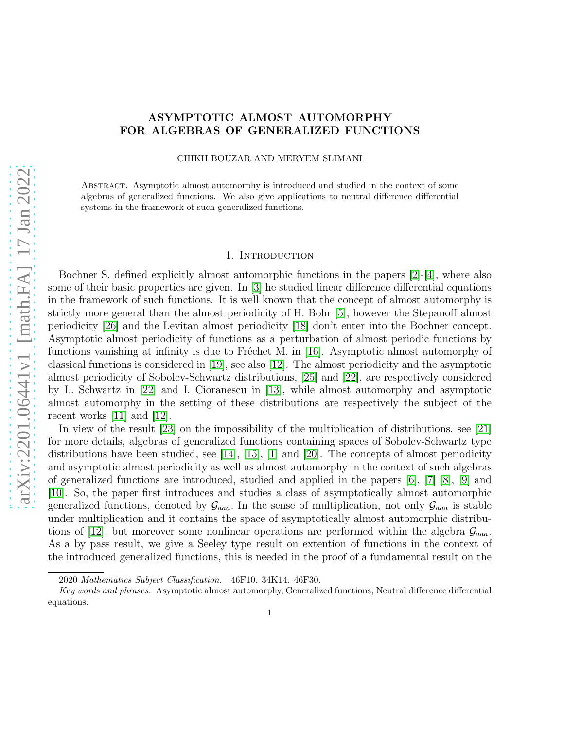# ASYMPTOTIC ALMOST AUTOMORPHY FOR ALGEBRAS OF GENERALIZED FUNCTIONS

CHIKH BOUZAR AND MERYEM SLIMANI

Abstract. Asymptotic almost automorphy is introduced and studied in the context of some algebras of generalized functions. We also give applications to neutral difference differential systems in the framework of such generalized functions.

## 1. Introduction

Bochner S. defined explicitly almost automorphic functions in the papers [2]-[4], where also some of their basic properties are given. In [3] he studied linear difference differential equations in the framework of such functions. It is well known that the concept of almost automorphy is strictly more general than the almost periodicity of H. Bohr [5], however the Stepanoff almost periodicity [26] and the Levitan almost periodicity [18] don't enter into the Bochner concept. Asymptotic almost periodicity of functions as a perturbation of almost periodic functions by functions vanishing at infinity is due to Fréchet M. in [16]. Asymptotic almost automorphy of classical functions is considered in [19], see also [12]. The almost periodicity and the asymptotic almost periodicity of Sobolev-Schwartz distributions, [25] and [22], are respectively considered by L. Schwartz in [22] and I. Cioranescu in [13], while almost automorphy and asymptotic almost automorphy in the setting of these distributions are respectively the subject of the recent works [11] and [12].

In view of the result [23] on the impossibility of the multiplication of distributions, see [21] for more details, algebras of generalized functions containing spaces of Sobolev-Schwartz type distributions have been studied, see [14], [15], [1] and [20]. The concepts of almost periodicity and asymptotic almost periodicity as well as almost automorphy in the context of such algebras of generalized functions are introduced, studied and applied in the papers [6], [7] [8], [9] and [10]. So, the paper first introduces and studies a class of asymptotically almost automorphic generalized functions, denoted by $\mathcal{G}_{aaa}$. In the sense of multiplication, not only $\mathcal{G}_{aaa}$ is stable under multiplication and it contains the space of asymptotically almost automorphic distributions of [12], but moreover some nonlinear operations are performed within the algebra $\mathcal{G}_{aaa}$. As a by pass result, we give a Seeley type result on extention of functions in the context of the introduced generalized functions, this is needed in the proof of a fundamental result on the

2020 *Mathematics Subject Classification.* 46F10. 34K14. 46F30.

*Key words and phrases.* Asymptotic almost automorphy, Generalized functions, Neutral difference differential equations.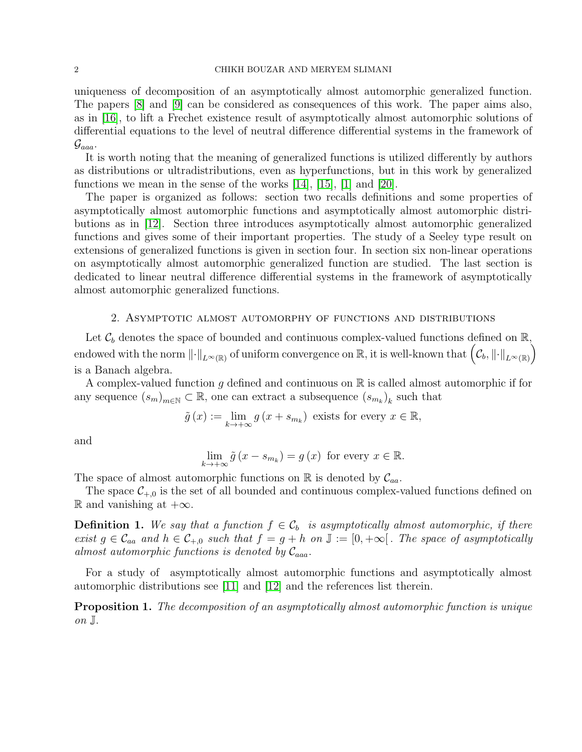uniqueness of decomposition of an asymptotically almost automorphic generalized function. The papers [8] and [9] can be considered as consequences of this work. The paper aims also, as in [16], to lift a Frechet existence result of asymptotically almost automorphic solutions of differential equations to the level of neutral difference differential systems in the framework of $\mathcal{G}_{aaa}$.

It is worth noting that the meaning of generalized functions is utilized differently by authors as distributions or ultradistributions, even as hyperfunctions, but in this work by generalized functions we mean in the sense of the works [14], [15], [1] and [20].

The paper is organized as follows: section two recalls definitions and some properties of asymptotically almost automorphic functions and asymptotically almost automorphic distributions as in [12]. Section three introduces asymptotically almost automorphic generalized functions and gives some of their important properties. The study of a Seeley type result on extensions of generalized functions is given in section four. In section six non-linear operations on asymptotically almost automorphic generalized function are studied. The last section is dedicated to linear neutral difference differential systems in the framework of asymptotically almost automorphic generalized functions.

## 2. Asymptotic almost automorphy of functions and distributions

Let $\mathcal{C}_b$ denotes the space of bounded and continuous complex-valued functions defined on $\mathbb{R}$, endowed with the norm $\|\cdot\|_{L^\infty(\mathbb{R})}$ of uniform convergence on $\mathbb{R}$, it is well-known that $\left(\mathcal{C}_b, \|\cdot\|_{L^\infty(\mathbb{R})}\right)$ is a Banach algebra.

A complex-valued function $g$ defined and continuous on $\mathbb{R}$ is called almost automorphic if for any sequence $(s_m)_{m\in\mathbb{N}} \subset \mathbb{R}$, one can extract a subsequence $(s_{m_k})_k$ such that

$$\tilde{g}(x) := \lim_{k\to+\infty} g(x + s_{m_k}) \text{ exists for every } x \in \mathbb{R},$$

and

$$\lim_{k\to+\infty} \tilde{g}(x - s_{m_k}) = g(x) \text{ for every } x \in \mathbb{R}.$$

The space of almost automorphic functions on $\mathbb{R}$ is denoted by $\mathcal{C}_{aa}$.

The space $\mathcal{C}_{+,0}$ is the set of all bounded and continuous complex-valued functions defined on $\mathbb{R}$ and vanishing at $+\infty$.

**Definition 1.** *We say that a function $f \in \mathcal{C}_b$ is asymptotically almost automorphic, if there exist $g \in \mathcal{C}_{aa}$ and $h \in \mathcal{C}_{+,0}$ such that $f = g + h$ on $\mathbb{J} := [0, +\infty[$. The space of asymptotically almost automorphic functions is denoted by $\mathcal{C}_{aaa}$.*

For a study of asymptotically almost automorphic functions and asymptotically almost automorphic distributions see [11] and [12] and the references list therein.

**Proposition 1.** *The decomposition of an asymptotically almost automorphic function is unique on $\mathbb{J}$.*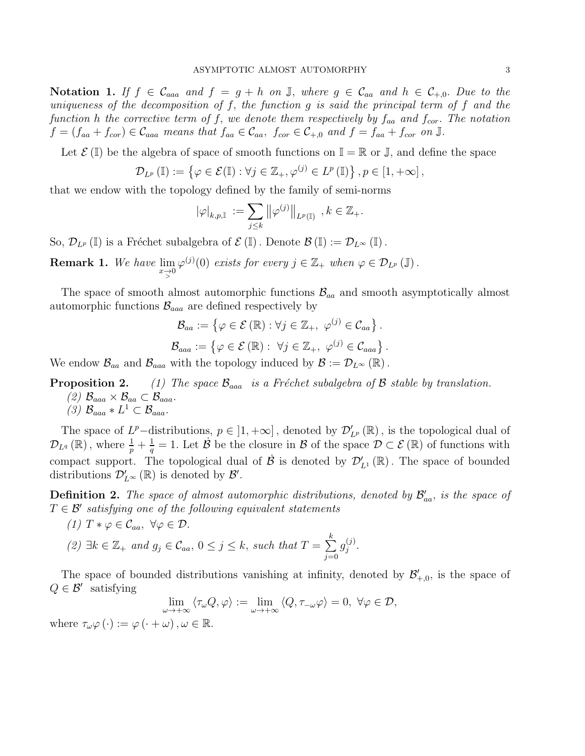**Notation 1.** *If $f \in \mathcal{C}_{aaa}$ and $f = g + h$ on $\mathbb{J}$, where $g \in \mathcal{C}_{aa}$ and $h \in \mathcal{C}_{+,0}$. Due to the uniqueness of the decomposition of $f$, the function $g$ is said the principal term of $f$ and the function $h$ the corrective term of $f$, we denote them respectively by $f_{aa}$ and $f_{cor}$. The notation $f = (f_{aa} + f_{cor}) \in \mathcal{C}_{aaa}$ means that $f_{aa} \in \mathcal{C}_{aa}$, $f_{cor} \in \mathcal{C}_{+,0}$ and $f = f_{aa} + f_{cor}$ on $\mathbb{J}$.*

Let $\mathcal{E}(\mathbb{I})$ be the algebra of space of smooth functions on $\mathbb{I} = \mathbb{R}$ or $\mathbb{J}$, and define the space

$$\mathcal{D}_{L^p}(\mathbb{I}) := \left\{ \varphi \in \mathcal{E}(\mathbb{I}) : \forall j \in \mathbb{Z}_+, \varphi^{(j)} \in L^p(\mathbb{I}) \right\}, p \in [1, +\infty],$$

that we endow with the topology defined by the family of semi-norms

$$|\varphi|_{k,p,\mathbb{I}} := \sum_{j \leq k} \left\| \varphi^{(j)} \right\|_{L^p(\mathbb{I})}, k \in \mathbb{Z}_+.$$

So, $\mathcal{D}_{L^p}(\mathbb{I})$ is a Fréchet subalgebra of $\mathcal{E}(\mathbb{I})$. Denote $\mathcal{B}(\mathbb{I}) := \mathcal{D}_{L^\infty}(\mathbb{I})$.

**Remark 1.** *We have $\lim\limits_{\substack{x \to 0 \\ >}} \varphi^{(j)}(0)$ exists for every $j \in \mathbb{Z}_+$ when $\varphi \in \mathcal{D}_{L^p}(\mathbb{J})$.*

The space of smooth almost automorphic functions $\mathcal{B}_{aa}$ and smooth asymptotically almost automorphic functions $\mathcal{B}_{aaa}$ are defined respectively by

$$\mathcal{B}_{aa} := \left\{ \varphi \in \mathcal{E}(\mathbb{R}) : \forall j \in \mathbb{Z}_+, \ \varphi^{(j)} \in \mathcal{C}_{aa} \right\}.$$

$$\mathcal{B}_{aaa} := \left\{ \varphi \in \mathcal{E}(\mathbb{R}) : \ \forall j \in \mathbb{Z}_+, \ \varphi^{(j)} \in \mathcal{C}_{aaa} \right\}.$$

We endow $\mathcal{B}_{aa}$ and $\mathcal{B}_{aaa}$ with the topology induced by $\mathcal{B} := \mathcal{D}_{L^\infty}(\mathbb{R})$.

**Proposition 2.** *(1) The space $\mathcal{B}_{aaa}$ is a Fréchet subalgebra of $\mathcal{B}$ stable by translation.*
*(2) $\mathcal{B}_{aaa} \times \mathcal{B}_{aa} \subset \mathcal{B}_{aaa}$.*
*(3) $\mathcal{B}_{aaa} * L^1 \subset \mathcal{B}_{aaa}$.*

The space of $L^p-$distributions, $p \in ]1, +\infty]$, denoted by $\mathcal{D}'_{L^p}(\mathbb{R})$, is the topological dual of $\mathcal{D}_{L^q}(\mathbb{R})$, where $\frac{1}{p} + \frac{1}{q} = 1$. Let $\dot{\mathcal{B}}$ be the closure in $\mathcal{B}$ of the space $\mathcal{D} \subset \mathcal{E}(\mathbb{R})$ of functions with compact support. The topological dual of $\dot{\mathcal{B}}$ is denoted by $\mathcal{D}'_{L^1}(\mathbb{R})$. The space of bounded distributions $\mathcal{D}'_{L^\infty}(\mathbb{R})$ is denoted by $\mathcal{B}'$.

**Definition 2.** *The space of almost automorphic distributions, denoted by $\mathcal{B}'_{aa}$, is the space of $T \in \mathcal{B}'$ satisfying one of the following equivalent statements*

*(1) $T * \varphi \in \mathcal{C}_{aa}, \ \forall \varphi \in \mathcal{D}$.*

*(2) $\exists k \in \mathbb{Z}_+$ and $g_j \in \mathcal{C}_{aa}$, $0 \leq j \leq k$, such that $T = \sum\limits_{j=0}^{k} g_j^{(j)}$.*

The space of bounded distributions vanishing at infinity, denoted by $\mathcal{B}'_{+,0}$, is the space of $Q \in \mathcal{B}'$ satisfying

$$\lim_{\omega \to +\infty} \langle \tau_\omega Q, \varphi \rangle := \lim_{\omega \to +\infty} \langle Q, \tau_{-\omega} \varphi \rangle = 0, \ \forall \varphi \in \mathcal{D},$$

where $\tau_\omega \varphi(\cdot) := \varphi(\cdot + \omega), \omega \in \mathbb{R}$.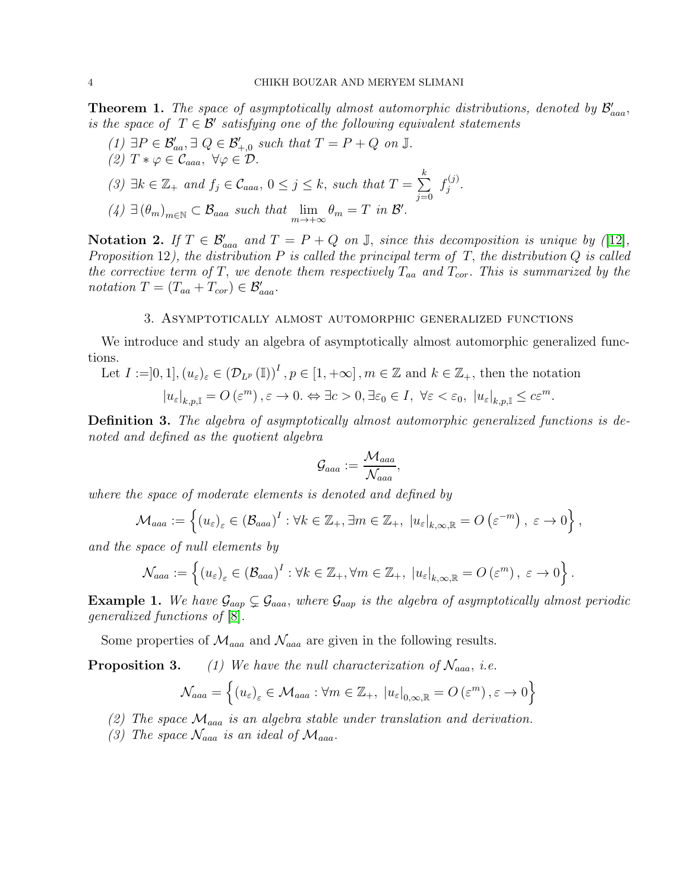**Theorem 1.** *The space of asymptotically almost automorphic distributions, denoted by $\mathcal{B}'_{aaa}$, is the space of $T \in \mathcal{B}'$ satisfying one of the following equivalent statements*

*(1)* $\exists P \in \mathcal{B}'_{aa}, \exists\, Q \in \mathcal{B}'_{+,0}$ *such that* $T = P + Q$ *on* $\mathbb{J}$.

*(2)* $T * \varphi \in \mathcal{C}_{aaa},\ \forall \varphi \in \mathcal{D}$.

*(3)* $\exists k \in \mathbb{Z}_+$ *and* $f_j \in \mathcal{C}_{aaa},\ 0 \leq j \leq k$, *such that* $T = \sum\limits_{j=0}^{k} f_j^{(j)}$.

*(4)* $\exists \left(\theta_m\right)_{m\in\mathbb{N}} \subset \mathcal{B}_{aaa}$ *such that* $\lim\limits_{m\to+\infty} \theta_m = T$ *in* $\mathcal{B}'$.

**Notation 2.** *If $T \in \mathcal{B}'_{aaa}$ and $T = P + Q$ on $\mathbb{J}$, since this decomposition is unique by ([12], Proposition 12), the distribution $P$ is called the principal term of $T$, the distribution $Q$ is called the corrective term of $T$, we denote them respectively $T_{aa}$ and $T_{cor}$. This is summarized by the notation $T = (T_{aa} + T_{cor}) \in \mathcal{B}'_{aaa}$.*

## 3. Asymptotically almost automorphic generalized functions

We introduce and study an algebra of asymptotically almost automorphic generalized functions.

Let $I := ]0,1], (u_\varepsilon)_\varepsilon \in (\mathcal{D}_{L^p}(\mathbb{I}))^I, p \in [1, +\infty], m \in \mathbb{Z}$ and $k \in \mathbb{Z}_+$, then the notation

$$|u_\varepsilon|_{k,p,\mathbb{I}} = O(\varepsilon^m), \varepsilon \to 0. \Leftrightarrow \exists c > 0, \exists \varepsilon_0 \in I,\ \forall \varepsilon < \varepsilon_0,\ |u_\varepsilon|_{k,p,\mathbb{I}} \leq c\varepsilon^m.$$

**Definition 3.** *The algebra of asymptotically almost automorphic generalized functions is denoted and defined as the quotient algebra*

$$\mathcal{G}_{aaa} := \frac{\mathcal{M}_{aaa}}{\mathcal{N}_{aaa}},$$

*where the space of moderate elements is denoted and defined by*

$$\mathcal{M}_{aaa} := \left\{ (u_\varepsilon)_\varepsilon \in (\mathcal{B}_{aaa})^I : \forall k \in \mathbb{Z}_+, \exists m \in \mathbb{Z}_+,\ |u_\varepsilon|_{k,\infty,\mathbb{R}} = O\left(\varepsilon^{-m}\right),\ \varepsilon \to 0 \right\},$$

*and the space of null elements by*

$$\mathcal{N}_{aaa} := \left\{ (u_\varepsilon)_\varepsilon \in (\mathcal{B}_{aaa})^I : \forall k \in \mathbb{Z}_+, \forall m \in \mathbb{Z}_+,\ |u_\varepsilon|_{k,\infty,\mathbb{R}} = O\left(\varepsilon^{m}\right),\ \varepsilon \to 0 \right\}.$$

**Example 1.** *We have $\mathcal{G}_{aap} \subsetneq \mathcal{G}_{aaa}$, where $\mathcal{G}_{aap}$ is the algebra of asymptotically almost periodic generalized functions of [8].*

Some properties of $\mathcal{M}_{aaa}$ and $\mathcal{N}_{aaa}$ are given in the following results.

**Proposition 3.** *(1) We have the null characterization of $\mathcal{N}_{aaa}$, i.e.*

$$\mathcal{N}_{aaa} = \left\{ (u_\varepsilon)_\varepsilon \in \mathcal{M}_{aaa} : \forall m \in \mathbb{Z}_+,\ |u_\varepsilon|_{0,\infty,\mathbb{R}} = O\left(\varepsilon^{m}\right), \varepsilon \to 0 \right\}$$

*(2) The space $\mathcal{M}_{aaa}$ is an algebra stable under translation and derivation.*

*(3) The space $\mathcal{N}_{aaa}$ is an ideal of $\mathcal{M}_{aaa}$.*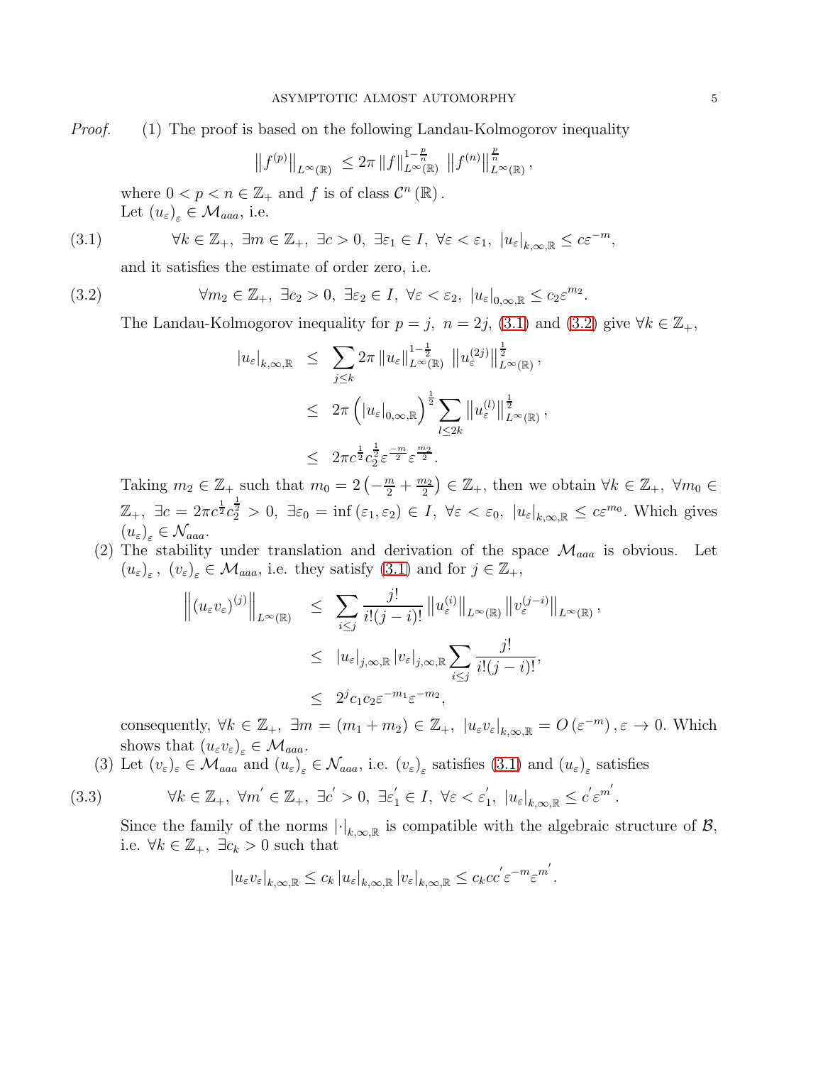*Proof.* (1) The proof is based on the following Landau-Kolmogorov inequality

$$\left\|f^{(p)}\right\|_{L^{\infty}(\mathbb{R})} \leq 2\pi \left\|f\right\|_{L^{\infty}(\mathbb{R})}^{1-\frac{p}{n}} \left\|f^{(n)}\right\|_{L^{\infty}(\mathbb{R})}^{\frac{p}{n}},$$

where $0 < p < n \in \mathbb{Z}_+$ and $f$ is of class $\mathcal{C}^n(\mathbb{R})$.

Let $(u_\varepsilon)_\varepsilon \in \mathcal{M}_{aaa}$, i.e.

$$\forall k \in \mathbb{Z}_+,\ \exists m \in \mathbb{Z}_+,\ \exists c > 0,\ \exists \varepsilon_1 \in I,\ \forall \varepsilon < \varepsilon_1,\ |u_\varepsilon|_{k,\infty,\mathbb{R}} \leq c\varepsilon^{-m}, \tag{3.1}$$

and it satisfies the estimate of order zero, i.e.

$$\forall m_2 \in \mathbb{Z}_+,\ \exists c_2 > 0,\ \exists \varepsilon_2 \in I,\ \forall \varepsilon < \varepsilon_2,\ |u_\varepsilon|_{0,\infty,\mathbb{R}} \leq c_2\varepsilon^{m_2}. \tag{3.2}$$

The Landau-Kolmogorov inequality for $p = j,\ n = 2j$, (3.1) and (3.2) give $\forall k \in \mathbb{Z}_+$,

$$\begin{aligned}
|u_\varepsilon|_{k,\infty,\mathbb{R}} &\leq \sum_{j \leq k} 2\pi \left\|u_\varepsilon\right\|_{L^{\infty}(\mathbb{R})}^{1-\frac{1}{2}} \left\|u_\varepsilon^{(2j)}\right\|_{L^{\infty}(\mathbb{R})}^{\frac{1}{2}}, \\
&\leq 2\pi \left(|u_\varepsilon|_{0,\infty,\mathbb{R}}\right)^{\frac{1}{2}} \sum_{l \leq 2k} \left\|u_\varepsilon^{(l)}\right\|_{L^{\infty}(\mathbb{R})}^{\frac{1}{2}}, \\
&\leq 2\pi c^{\frac{1}{2}} c_2^{\frac{1}{2}} \varepsilon^{\frac{-m}{2}} \varepsilon^{\frac{m_2}{2}}.
\end{aligned}$$

Taking $m_2 \in \mathbb{Z}_+$ such that $m_0 = 2\left(-\frac{m}{2} + \frac{m_2}{2}\right) \in \mathbb{Z}_+$, then we obtain $\forall k \in \mathbb{Z}_+,\ \forall m_0 \in \mathbb{Z}_+,\ \exists c = 2\pi c^{\frac{1}{2}} c_2^{\frac{1}{2}} > 0,\ \exists \varepsilon_0 = \inf(\varepsilon_1, \varepsilon_2) \in I,\ \forall \varepsilon < \varepsilon_0,\ |u_\varepsilon|_{k,\infty,\mathbb{R}} \leq c\varepsilon^{m_0}$. Which gives $(u_\varepsilon)_\varepsilon \in \mathcal{N}_{aaa}$.

(2) The stability under translation and derivation of the space $\mathcal{M}_{aaa}$ is obvious. Let $(u_\varepsilon)_\varepsilon,\ (v_\varepsilon)_\varepsilon \in \mathcal{M}_{aaa}$, i.e. they satisfy (3.1) and for $j \in \mathbb{Z}_+$,

$$\begin{aligned}
\left\|(u_\varepsilon v_\varepsilon)^{(j)}\right\|_{L^{\infty}(\mathbb{R})} &\leq \sum_{i \leq j} \frac{j!}{i!(j-i)!} \left\|u_\varepsilon^{(i)}\right\|_{L^{\infty}(\mathbb{R})} \left\|v_\varepsilon^{(j-i)}\right\|_{L^{\infty}(\mathbb{R})}, \\
&\leq |u_\varepsilon|_{j,\infty,\mathbb{R}} |v_\varepsilon|_{j,\infty,\mathbb{R}} \sum_{i \leq j} \frac{j!}{i!(j-i)!}, \\
&\leq 2^j c_1 c_2 \varepsilon^{-m_1} \varepsilon^{-m_2},
\end{aligned}$$

consequently, $\forall k \in \mathbb{Z}_+,\ \exists m = (m_1 + m_2) \in \mathbb{Z}_+,\ |u_\varepsilon v_\varepsilon|_{k,\infty,\mathbb{R}} = O(\varepsilon^{-m}), \varepsilon \to 0$. Which shows that $(u_\varepsilon v_\varepsilon)_\varepsilon \in \mathcal{M}_{aaa}$.

(3) Let $(v_\varepsilon)_\varepsilon \in \mathcal{M}_{aaa}$ and $(u_\varepsilon)_\varepsilon \in \mathcal{N}_{aaa}$, i.e. $(v_\varepsilon)_\varepsilon$ satisfies (3.1) and $(u_\varepsilon)_\varepsilon$ satisfies

$$\forall k \in \mathbb{Z}_+,\ \forall m' \in \mathbb{Z}_+,\ \exists c' > 0,\ \exists \varepsilon_1' \in I,\ \forall \varepsilon < \varepsilon_1',\ |u_\varepsilon|_{k,\infty,\mathbb{R}} \leq c'\varepsilon^{m'}. \tag{3.3}$$

Since the family of the norms $|\cdot|_{k,\infty,\mathbb{R}}$ is compatible with the algebraic structure of $\mathcal{B}$, i.e. $\forall k \in \mathbb{Z}_+,\ \exists c_k > 0$ such that

$$|u_\varepsilon v_\varepsilon|_{k,\infty,\mathbb{R}} \leq c_k |u_\varepsilon|_{k,\infty,\mathbb{R}} |v_\varepsilon|_{k,\infty,\mathbb{R}} \leq c_k c c' \varepsilon^{-m} \varepsilon^{m'}.$$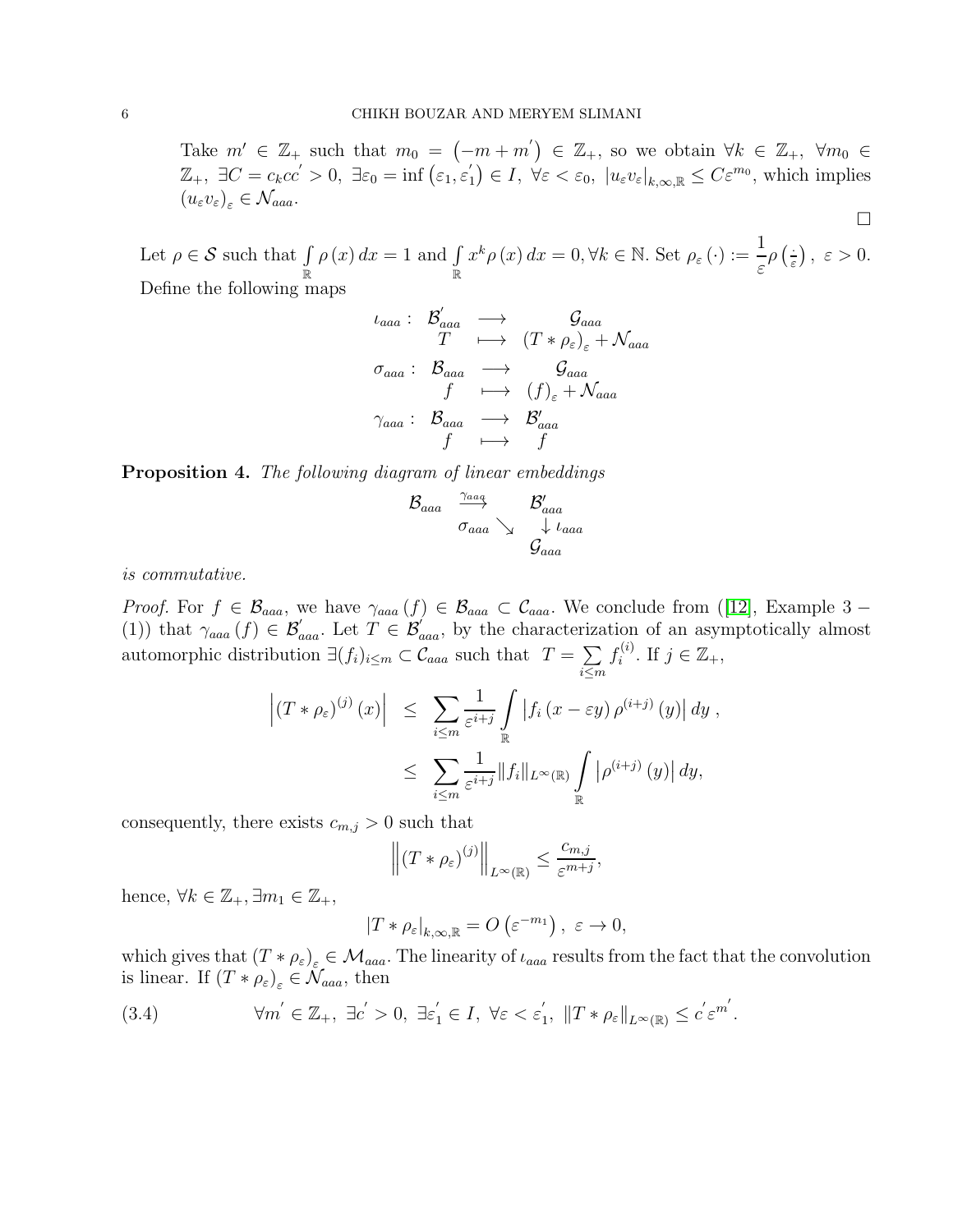Take $m' \in \mathbb{Z}_+$ such that $m_0 = \left(-m + m'\right) \in \mathbb{Z}_+$, so we obtain $\forall k \in \mathbb{Z}_+,\ \forall m_0 \in \mathbb{Z}_+,\ \exists C = c_k c c' > 0,\ \exists \varepsilon_0 = \inf\left(\varepsilon_1, \varepsilon_1'\right) \in I,\ \forall \varepsilon < \varepsilon_0,\ |u_\varepsilon v_\varepsilon|_{k,\infty,\mathbb{R}} \leq C\varepsilon^{m_0}$, which implies $(u_\varepsilon v_\varepsilon)_\varepsilon \in \mathcal{N}_{aaa}$.

$\square$

Let $\rho \in \mathcal{S}$ such that $\int\limits_{\mathbb{R}} \rho(x)\,dx = 1$ and $\int\limits_{\mathbb{R}} x^k \rho(x)\,dx = 0, \forall k \in \mathbb{N}$. Set $\rho_\varepsilon(\cdot) := \dfrac{1}{\varepsilon}\rho\left(\frac{\cdot}{\varepsilon}\right),\ \varepsilon > 0$. Define the following maps

$$
\begin{array}{rccc}
\iota_{aaa}: & \mathcal{B}'_{aaa} & \longrightarrow & \mathcal{G}_{aaa} \\
 & T & \longmapsto & (T * \rho_\varepsilon)_\varepsilon + \mathcal{N}_{aaa} \\
\sigma_{aaa}: & \mathcal{B}_{aaa} & \longrightarrow & \mathcal{G}_{aaa} \\
 & f & \longmapsto & (f)_\varepsilon + \mathcal{N}_{aaa} \\
\gamma_{aaa}: & \mathcal{B}_{aaa} & \longrightarrow & \mathcal{B}'_{aaa} \\
 & f & \longmapsto & f
\end{array}
$$

**Proposition 4.** *The following diagram of linear embeddings*

$$
\begin{array}{ccc}
\mathcal{B}_{aaa} & \overset{\gamma_{aaa}}{\longrightarrow} & \mathcal{B}'_{aaa} \\
 & \sigma_{aaa} \searrow & \downarrow \iota_{aaa} \\
 & & \mathcal{G}_{aaa}
\end{array}
$$

*is commutative.*

*Proof.* For $f \in \mathcal{B}_{aaa}$, we have $\gamma_{aaa}(f) \in \mathcal{B}_{aaa} \subset \mathcal{C}_{aaa}$. We conclude from ([12], Example 3 − (1)) that $\gamma_{aaa}(f) \in \mathcal{B}'_{aaa}$. Let $T \in \mathcal{B}'_{aaa}$, by the characterization of an asymptotically almost automorphic distribution $\exists (f_i)_{i \leq m} \subset \mathcal{C}_{aaa}$ such that $T = \sum\limits_{i \leq m} f_i^{(i)}$. If $j \in \mathbb{Z}_+$,

$$
\begin{aligned}
\left|(T * \rho_\varepsilon)^{(j)}(x)\right| &\leq \sum_{i \leq m} \frac{1}{\varepsilon^{i+j}} \int_{\mathbb{R}} \left|f_i(x - \varepsilon y)\, \rho^{(i+j)}(y)\right| dy\,, \\
&\leq \sum_{i \leq m} \frac{1}{\varepsilon^{i+j}} \|f_i\|_{L^\infty(\mathbb{R})} \int_{\mathbb{R}} \left|\rho^{(i+j)}(y)\right| dy,
\end{aligned}
$$

consequently, there exists $c_{m,j} > 0$ such that

$$
\left\|(T * \rho_\varepsilon)^{(j)}\right\|_{L^\infty(\mathbb{R})} \leq \frac{c_{m,j}}{\varepsilon^{m+j}},
$$

hence, $\forall k \in \mathbb{Z}_+, \exists m_1 \in \mathbb{Z}_+$,

$$
|T * \rho_\varepsilon|_{k,\infty,\mathbb{R}} = O\left(\varepsilon^{-m_1}\right),\ \varepsilon \to 0,
$$

which gives that $(T * \rho_\varepsilon)_\varepsilon \in \mathcal{M}_{aaa}$. The linearity of $\iota_{aaa}$ results from the fact that the convolution is linear. If $(T * \rho_\varepsilon)_\varepsilon \in \mathcal{N}_{aaa}$, then

$$
\forall m' \in \mathbb{Z}_+,\ \exists c' > 0,\ \exists \varepsilon_1' \in I,\ \forall \varepsilon < \varepsilon_1',\ \|T * \rho_\varepsilon\|_{L^\infty(\mathbb{R})} \leq c'\varepsilon^{m'}. \tag{3.4}
$$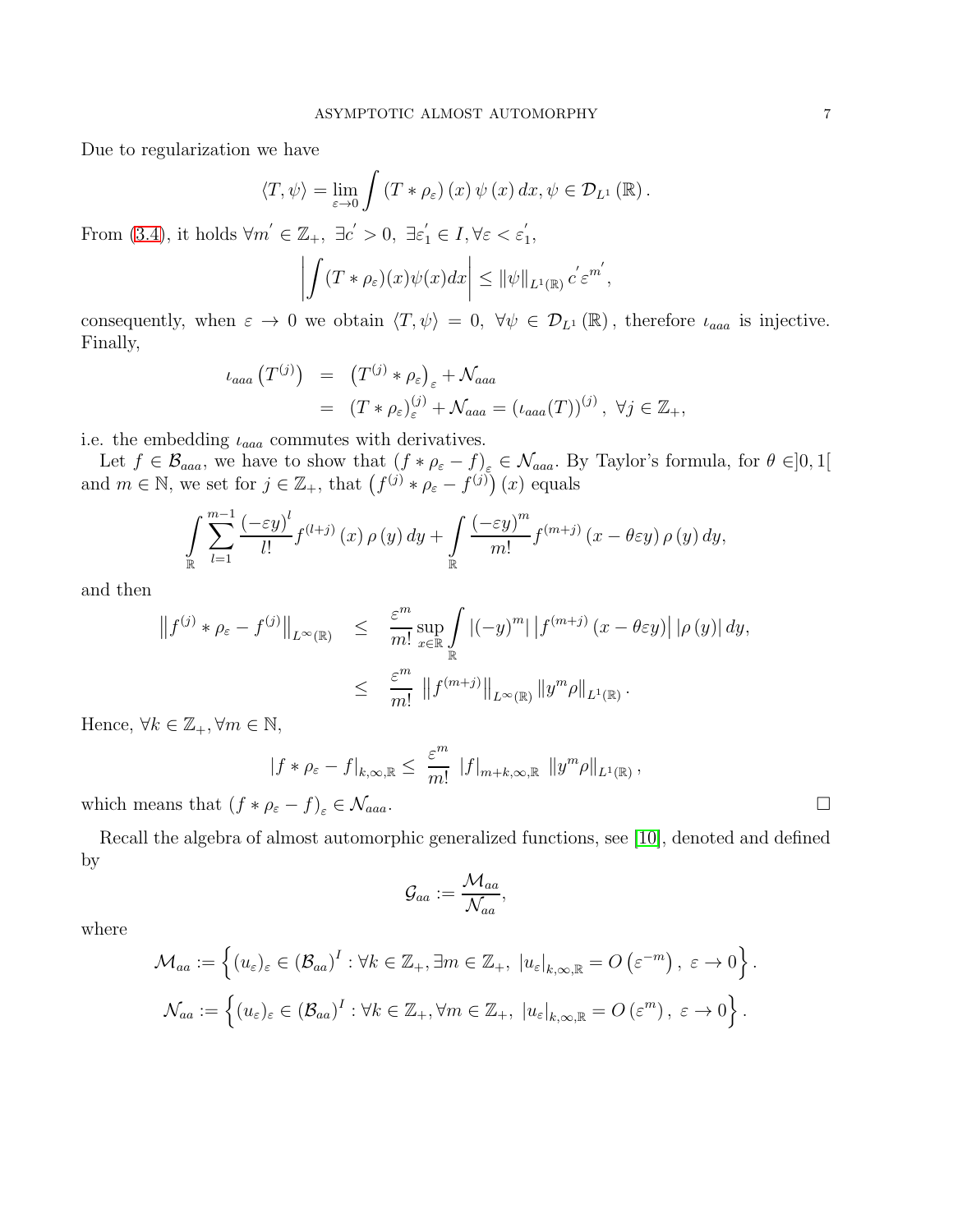Due to regularization we have

$$\langle T, \psi \rangle = \lim_{\varepsilon \to 0} \int (T * \rho_\varepsilon)(x)\, \psi(x)\, dx, \psi \in \mathcal{D}_{L^1}(\mathbb{R}).$$

From (3.4), it holds $\forall m' \in \mathbb{Z}_+,\ \exists c' > 0,\ \exists \varepsilon_1' \in I, \forall \varepsilon < \varepsilon_1'$,

$$\left| \int (T * \rho_\varepsilon)(x) \psi(x) dx \right| \leq \|\psi\|_{L^1(\mathbb{R})} c' \varepsilon^{m'},$$

consequently, when $\varepsilon \to 0$ we obtain $\langle T, \psi \rangle = 0$, $\forall \psi \in \mathcal{D}_{L^1}(\mathbb{R})$, therefore $\iota_{aaa}$ is injective. Finally,

$$\begin{aligned}
\iota_{aaa}\left(T^{(j)}\right) &= \left(T^{(j)} * \rho_\varepsilon\right)_\varepsilon + \mathcal{N}_{aaa} \\
&= (T * \rho_\varepsilon)^{(j)}_\varepsilon + \mathcal{N}_{aaa} = (\iota_{aaa}(T))^{(j)},\ \forall j \in \mathbb{Z}_+,
\end{aligned}$$

i.e. the embedding $\iota_{aaa}$ commutes with derivatives.

Let $f \in \mathcal{B}_{aaa}$, we have to show that $(f * \rho_\varepsilon - f)_\varepsilon \in \mathcal{N}_{aaa}$. By Taylor's formula, for $\theta \in ]0, 1[$ and $m \in \mathbb{N}$, we set for $j \in \mathbb{Z}_+$, that $\left(f^{(j)} * \rho_\varepsilon - f^{(j)}\right)(x)$ equals

$$\int_{\mathbb{R}} \sum_{l=1}^{m-1} \frac{(-\varepsilon y)^l}{l!} f^{(l+j)}(x)\, \rho(y)\, dy + \int_{\mathbb{R}} \frac{(-\varepsilon y)^m}{m!} f^{(m+j)}(x - \theta \varepsilon y)\, \rho(y)\, dy,$$

and then

$$\begin{aligned}
\left\| f^{(j)} * \rho_\varepsilon - f^{(j)} \right\|_{L^\infty(\mathbb{R})} &\leq \frac{\varepsilon^m}{m!} \sup_{x \in \mathbb{R}} \int_{\mathbb{R}} |(-y)^m| \left| f^{(m+j)}(x - \theta \varepsilon y) \right| |\rho(y)|\, dy, \\
&\leq \frac{\varepsilon^m}{m!} \left\| f^{(m+j)} \right\|_{L^\infty(\mathbb{R})} \|y^m \rho\|_{L^1(\mathbb{R})}.
\end{aligned}$$

Hence, $\forall k \in \mathbb{Z}_+, \forall m \in \mathbb{N}$,

$$|f * \rho_\varepsilon - f|_{k,\infty,\mathbb{R}} \leq \frac{\varepsilon^m}{m!} |f|_{m+k,\infty,\mathbb{R}} \|y^m \rho\|_{L^1(\mathbb{R})},$$

which means that $(f * \rho_\varepsilon - f)_\varepsilon \in \mathcal{N}_{aaa}$. □

Recall the algebra of almost automorphic generalized functions, see [10], denoted and defined by

$$\mathcal{G}_{aa} := \frac{\mathcal{M}_{aa}}{\mathcal{N}_{aa}},$$

where

$$\mathcal{M}_{aa} := \left\{ (u_\varepsilon)_\varepsilon \in (\mathcal{B}_{aa})^I : \forall k \in \mathbb{Z}_+, \exists m \in \mathbb{Z}_+,\ |u_\varepsilon|_{k,\infty,\mathbb{R}} = O\left(\varepsilon^{-m}\right),\ \varepsilon \to 0 \right\}.$$

$$\mathcal{N}_{aa} := \left\{ (u_\varepsilon)_\varepsilon \in (\mathcal{B}_{aa})^I : \forall k \in \mathbb{Z}_+, \forall m \in \mathbb{Z}_+,\ |u_\varepsilon|_{k,\infty,\mathbb{R}} = O\left(\varepsilon^{m}\right),\ \varepsilon \to 0 \right\}.$$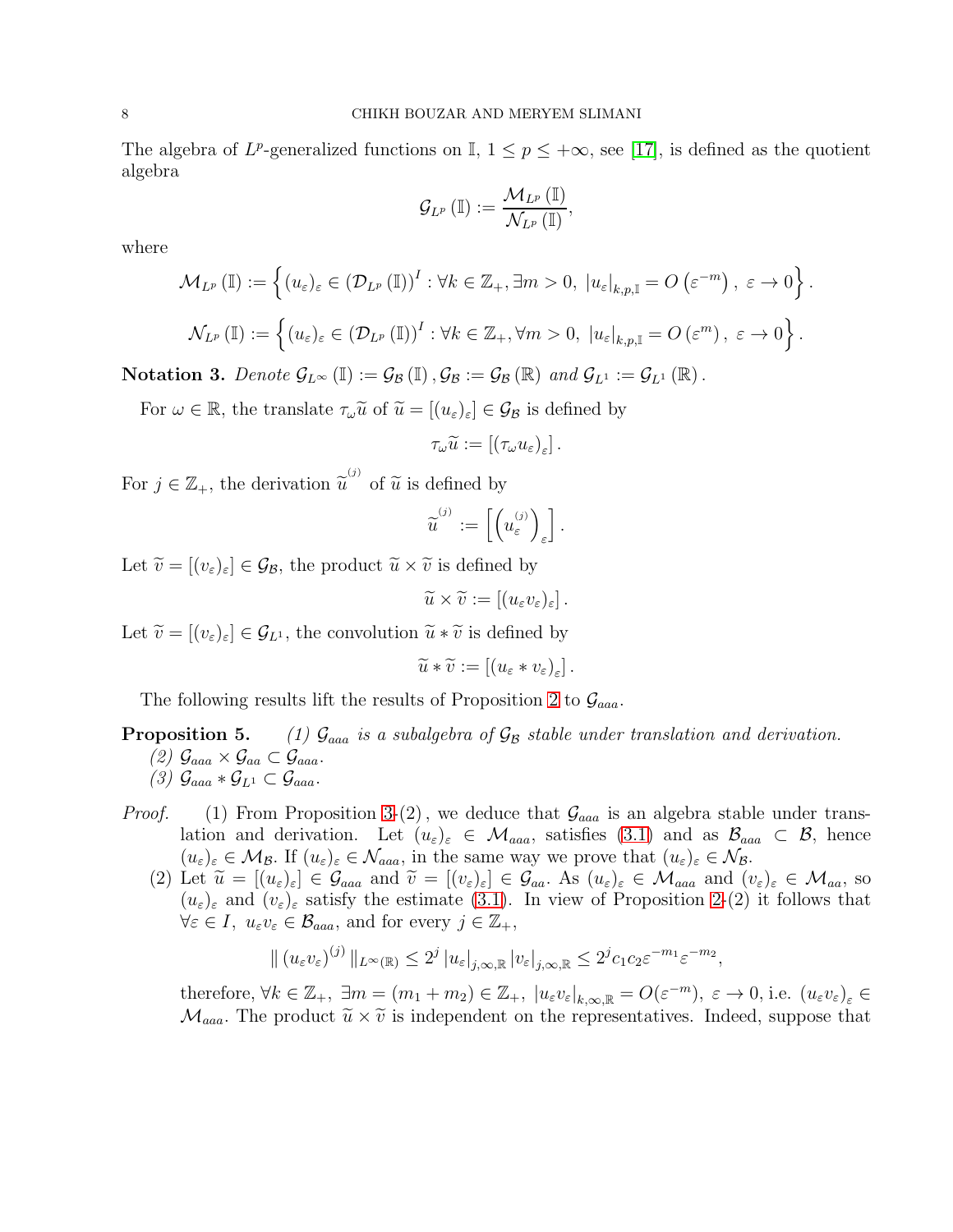The algebra of $L^p$-generalized functions on $\mathbb{I}$, $1 \le p \le +\infty$, see [17], is defined as the quotient algebra

$$\mathcal{G}_{L^p}(\mathbb{I}) := \frac{\mathcal{M}_{L^p}(\mathbb{I})}{\mathcal{N}_{L^p}(\mathbb{I})},$$

where

$$\mathcal{M}_{L^p}(\mathbb{I}) := \left\{ (u_\varepsilon)_\varepsilon \in (\mathcal{D}_{L^p}(\mathbb{I}))^I : \forall k \in \mathbb{Z}_+, \exists m > 0,\ |u_\varepsilon|_{k,p,\mathbb{I}} = O\left(\varepsilon^{-m}\right),\ \varepsilon \to 0 \right\}.$$

$$\mathcal{N}_{L^p}(\mathbb{I}) := \left\{ (u_\varepsilon)_\varepsilon \in (\mathcal{D}_{L^p}(\mathbb{I}))^I : \forall k \in \mathbb{Z}_+, \forall m > 0,\ |u_\varepsilon|_{k,p,\mathbb{I}} = O\left(\varepsilon^{m}\right),\ \varepsilon \to 0 \right\}.$$

**Notation 3.** *Denote $\mathcal{G}_{L^\infty}(\mathbb{I}) := \mathcal{G}_{\mathcal{B}}(\mathbb{I})$, $\mathcal{G}_{\mathcal{B}} := \mathcal{G}_{\mathcal{B}}(\mathbb{R})$ and $\mathcal{G}_{L^1} := \mathcal{G}_{L^1}(\mathbb{R})$.*

For $\omega \in \mathbb{R}$, the translate $\tau_\omega \widetilde{u}$ of $\widetilde{u} = [(u_\varepsilon)_\varepsilon] \in \mathcal{G}_{\mathcal{B}}$ is defined by

$$\tau_\omega \widetilde{u} := [(\tau_\omega u_\varepsilon)_\varepsilon].$$

For $j \in \mathbb{Z}_+$, the derivation $\widetilde{u}^{(j)}$ of $\widetilde{u}$ is defined by

$$\widetilde{u}^{(j)} := \left[ \left( u_\varepsilon^{(j)} \right)_\varepsilon \right].$$

Let $\widetilde{v} = [(v_\varepsilon)_\varepsilon] \in \mathcal{G}_{\mathcal{B}}$, the product $\widetilde{u} \times \widetilde{v}$ is defined by

$$\widetilde{u} \times \widetilde{v} := [(u_\varepsilon v_\varepsilon)_\varepsilon].$$

Let $\widetilde{v} = [(v_\varepsilon)_\varepsilon] \in \mathcal{G}_{L^1}$, the convolution $\widetilde{u} * \widetilde{v}$ is defined by

$$\widetilde{u} * \widetilde{v} := [(u_\varepsilon * v_\varepsilon)_\varepsilon].$$

The following results lift the results of Proposition 2 to $\mathcal{G}_{aaa}$.

**Proposition 5.** *(1) $\mathcal{G}_{aaa}$ is a subalgebra of $\mathcal{G}_{\mathcal{B}}$ stable under translation and derivation.*
*(2) $\mathcal{G}_{aaa} \times \mathcal{G}_{aa} \subset \mathcal{G}_{aaa}$.*
*(3) $\mathcal{G}_{aaa} * \mathcal{G}_{L^1} \subset \mathcal{G}_{aaa}$.*

*Proof.* (1) From Proposition 3-(2), we deduce that $\mathcal{G}_{aaa}$ is an algebra stable under translation and derivation. Let $(u_\varepsilon)_\varepsilon \in \mathcal{M}_{aaa}$, satisfies (3.1) and as $\mathcal{B}_{aaa} \subset \mathcal{B}$, hence $(u_\varepsilon)_\varepsilon \in \mathcal{M}_{\mathcal{B}}$. If $(u_\varepsilon)_\varepsilon \in \mathcal{N}_{aaa}$, in the same way we prove that $(u_\varepsilon)_\varepsilon \in \mathcal{N}_{\mathcal{B}}$.

(2) Let $\widetilde{u} = [(u_\varepsilon)_\varepsilon] \in \mathcal{G}_{aaa}$ and $\widetilde{v} = [(v_\varepsilon)_\varepsilon] \in \mathcal{G}_{aa}$. As $(u_\varepsilon)_\varepsilon \in \mathcal{M}_{aaa}$ and $(v_\varepsilon)_\varepsilon \in \mathcal{M}_{aa}$, so $(u_\varepsilon)_\varepsilon$ and $(v_\varepsilon)_\varepsilon$ satisfy the estimate (3.1). In view of Proposition 2-(2) it follows that $\forall \varepsilon \in I,\ u_\varepsilon v_\varepsilon \in \mathcal{B}_{aaa}$, and for every $j \in \mathbb{Z}_+$,

$$\| (u_\varepsilon v_\varepsilon)^{(j)} \|_{L^\infty(\mathbb{R})} \le 2^j |u_\varepsilon|_{j,\infty,\mathbb{R}} |v_\varepsilon|_{j,\infty,\mathbb{R}} \le 2^j c_1 c_2 \varepsilon^{-m_1} \varepsilon^{-m_2},$$

therefore, $\forall k \in \mathbb{Z}_+,\ \exists m = (m_1 + m_2) \in \mathbb{Z}_+,\ |u_\varepsilon v_\varepsilon|_{k,\infty,\mathbb{R}} = O(\varepsilon^{-m}),\ \varepsilon \to 0$, i.e. $(u_\varepsilon v_\varepsilon)_\varepsilon \in \mathcal{M}_{aaa}$. The product $\widetilde{u} \times \widetilde{v}$ is independent on the representatives. Indeed, suppose that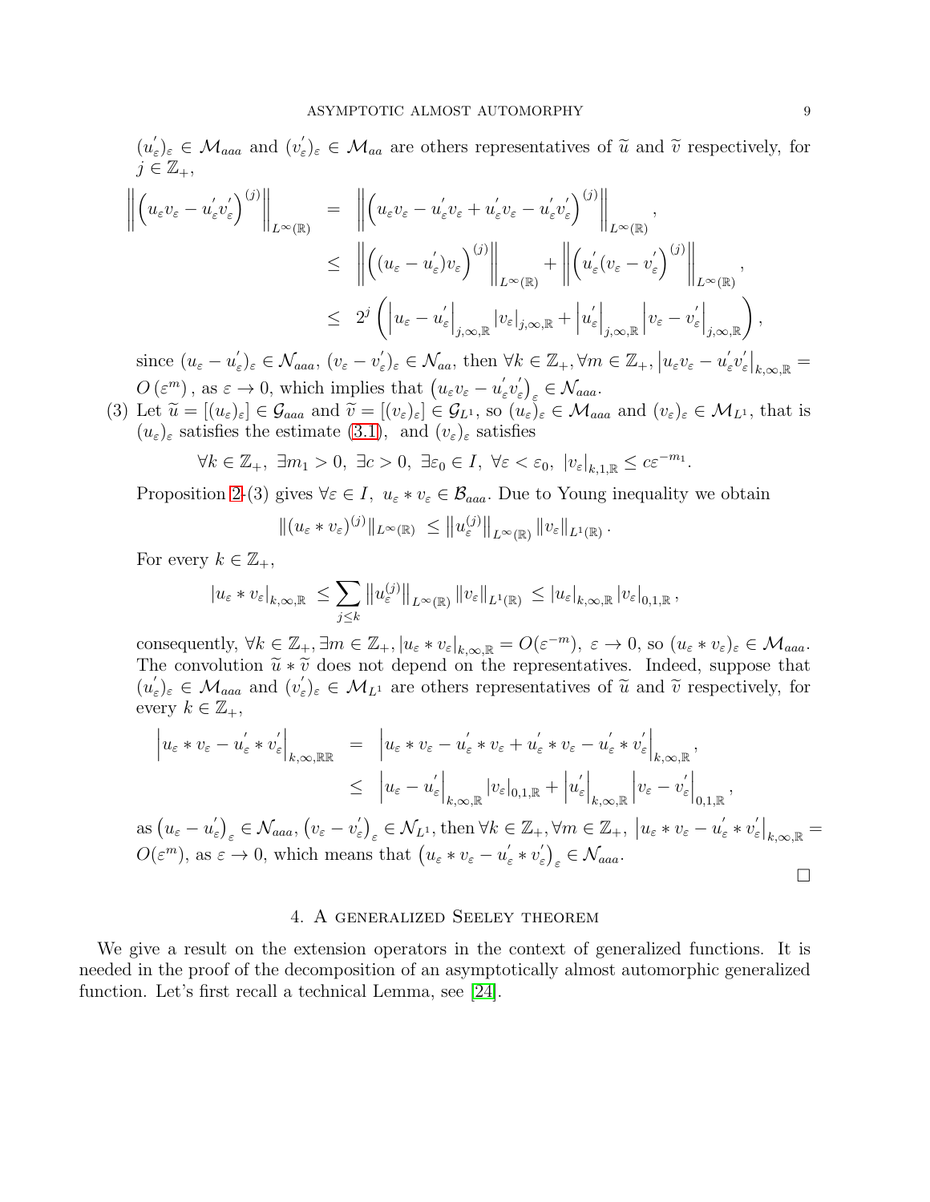$(u_{\varepsilon}^{'})_{\varepsilon} \in \mathcal{M}_{aaa}$ and $(v_{\varepsilon}^{'})_{\varepsilon} \in \mathcal{M}_{aa}$ are others representatives of $\widetilde{u}$ and $\widetilde{v}$ respectively, for $j \in \mathbb{Z}_{+}$,

$$
\begin{aligned}
\left\| \left( u_{\varepsilon}v_{\varepsilon} - u_{\varepsilon}^{'}v_{\varepsilon}^{'} \right)^{(j)} \right\|_{L^{\infty}(\mathbb{R})} &= \left\| \left( u_{\varepsilon}v_{\varepsilon} - u_{\varepsilon}^{'}v_{\varepsilon} + u_{\varepsilon}^{'}v_{\varepsilon} - u_{\varepsilon}^{'}v_{\varepsilon}^{'} \right)^{(j)} \right\|_{L^{\infty}(\mathbb{R})}, \\
&\leq \left\| \left( (u_{\varepsilon} - u_{\varepsilon}^{'})v_{\varepsilon} \right)^{(j)} \right\|_{L^{\infty}(\mathbb{R})} + \left\| \left( u_{\varepsilon}^{'}(v_{\varepsilon} - v_{\varepsilon}^{'}) \right)^{(j)} \right\|_{L^{\infty}(\mathbb{R})}, \\
&\leq 2^{j} \left( \left| u_{\varepsilon} - u_{\varepsilon}^{'} \right|_{j,\infty,\mathbb{R}} \left| v_{\varepsilon} \right|_{j,\infty,\mathbb{R}} + \left| u_{\varepsilon}^{'} \right|_{j,\infty,\mathbb{R}} \left| v_{\varepsilon} - v_{\varepsilon}^{'} \right|_{j,\infty,\mathbb{R}} \right),
\end{aligned}
$$

since $(u_{\varepsilon} - u_{\varepsilon}^{'})_{\varepsilon} \in \mathcal{N}_{aaa}$, $(v_{\varepsilon} - v_{\varepsilon}^{'})_{\varepsilon} \in \mathcal{N}_{aa}$, then $\forall k \in \mathbb{Z}_{+}, \forall m \in \mathbb{Z}_{+}, \left| u_{\varepsilon}v_{\varepsilon} - u_{\varepsilon}^{'}v_{\varepsilon}^{'} \right|_{k,\infty,\mathbb{R}} = O\left(\varepsilon^{m}\right)$, as $\varepsilon \to 0$, which implies that $\left( u_{\varepsilon}v_{\varepsilon} - u_{\varepsilon}^{'}v_{\varepsilon}^{'} \right)_{\varepsilon} \in \mathcal{N}_{aaa}$.

(3) Let $\widetilde{u} = [(u_{\varepsilon})_{\varepsilon}] \in \mathcal{G}_{aaa}$ and $\widetilde{v} = [(v_{\varepsilon})_{\varepsilon}] \in \mathcal{G}_{L^{1}}$, so $(u_{\varepsilon})_{\varepsilon} \in \mathcal{M}_{aaa}$ and $(v_{\varepsilon})_{\varepsilon} \in \mathcal{M}_{L^{1}}$, that is $(u_{\varepsilon})_{\varepsilon}$ satisfies the estimate (3.1), and $(v_{\varepsilon})_{\varepsilon}$ satisfies

$$
\forall k \in \mathbb{Z}_{+},\ \exists m_{1} > 0,\ \exists c > 0,\ \exists \varepsilon_{0} \in I,\ \forall \varepsilon < \varepsilon_{0},\ \left| v_{\varepsilon} \right|_{k,1,\mathbb{R}} \leq c\varepsilon^{-m_{1}}.
$$

Proposition 2-(3) gives $\forall \varepsilon \in I,\ u_{\varepsilon} * v_{\varepsilon} \in \mathcal{B}_{aaa}$. Due to Young inequality we obtain

$$
\left\| (u_{\varepsilon} * v_{\varepsilon})^{(j)} \right\|_{L^{\infty}(\mathbb{R})} \leq \left\| u_{\varepsilon}^{(j)} \right\|_{L^{\infty}(\mathbb{R})} \left\| v_{\varepsilon} \right\|_{L^{1}(\mathbb{R})}.
$$

For every $k \in \mathbb{Z}_{+}$,

$$
\left| u_{\varepsilon} * v_{\varepsilon} \right|_{k,\infty,\mathbb{R}} \leq \sum_{j \leq k} \left\| u_{\varepsilon}^{(j)} \right\|_{L^{\infty}(\mathbb{R})} \left\| v_{\varepsilon} \right\|_{L^{1}(\mathbb{R})} \leq \left| u_{\varepsilon} \right|_{k,\infty,\mathbb{R}} \left| v_{\varepsilon} \right|_{0,1,\mathbb{R}},
$$

consequently, $\forall k \in \mathbb{Z}_{+}, \exists m \in \mathbb{Z}_{+}, \left| u_{\varepsilon} * v_{\varepsilon} \right|_{k,\infty,\mathbb{R}} = O(\varepsilon^{-m}),\ \varepsilon \to 0$, so $(u_{\varepsilon} * v_{\varepsilon})_{\varepsilon} \in \mathcal{M}_{aaa}$. The convolution $\widetilde{u} * \widetilde{v}$ does not depend on the representatives. Indeed, suppose that $(u_{\varepsilon}^{'})_{\varepsilon} \in \mathcal{M}_{aaa}$ and $(v_{\varepsilon}^{'})_{\varepsilon} \in \mathcal{M}_{L^{1}}$ are others representatives of $\widetilde{u}$ and $\widetilde{v}$ respectively, for every $k \in \mathbb{Z}_{+}$,

$$
\begin{aligned}
\left| u_{\varepsilon} * v_{\varepsilon} - u_{\varepsilon}^{'} * v_{\varepsilon}^{'} \right|_{k,\infty,\mathbb{R}\mathbb{R}} &= \left| u_{\varepsilon} * v_{\varepsilon} - u_{\varepsilon}^{'} * v_{\varepsilon} + u_{\varepsilon}^{'} * v_{\varepsilon} - u_{\varepsilon}^{'} * v_{\varepsilon}^{'} \right|_{k,\infty,\mathbb{R}}, \\
&\leq \left| u_{\varepsilon} - u_{\varepsilon}^{'} \right|_{k,\infty,\mathbb{R}} \left| v_{\varepsilon} \right|_{0,1,\mathbb{R}} + \left| u_{\varepsilon}^{'} \right|_{k,\infty,\mathbb{R}} \left| v_{\varepsilon} - v_{\varepsilon}^{'} \right|_{0,1,\mathbb{R}},
\end{aligned}
$$

as $\left( u_{\varepsilon} - u_{\varepsilon}^{'} \right)_{\varepsilon} \in \mathcal{N}_{aaa}$, $\left( v_{\varepsilon} - v_{\varepsilon}^{'} \right)_{\varepsilon} \in \mathcal{N}_{L^{1}}$, then $\forall k \in \mathbb{Z}_{+}, \forall m \in \mathbb{Z}_{+},\ \left| u_{\varepsilon} * v_{\varepsilon} - u_{\varepsilon}^{'} * v_{\varepsilon}^{'} \right|_{k,\infty,\mathbb{R}} = O(\varepsilon^{m})$, as $\varepsilon \to 0$, which means that $\left( u_{\varepsilon} * v_{\varepsilon} - u_{\varepsilon}^{'} * v_{\varepsilon}^{'} \right)_{\varepsilon} \in \mathcal{N}_{aaa}$.

□

## 4. A generalized Seeley theorem

We give a result on the extension operators in the context of generalized functions. It is needed in the proof of the decomposition of an asymptotically almost automorphic generalized function. Let's first recall a technical Lemma, see [24].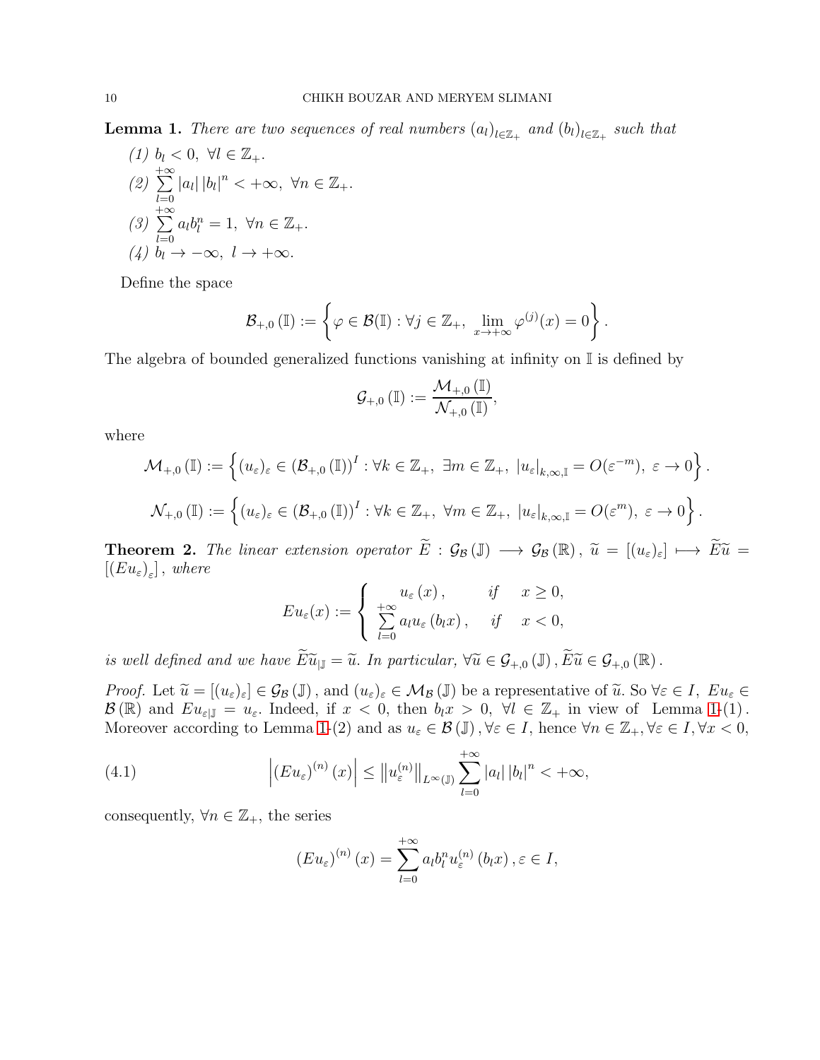**Lemma 1.** *There are two sequences of real numbers $(a_l)_{l\in\mathbb{Z}_+}$ and $(b_l)_{l\in\mathbb{Z}_+}$ such that*

*(1)* $b_l < 0,\ \forall l \in \mathbb{Z}_+$.

*(2)* $\sum\limits_{l=0}^{+\infty} |a_l| |b_l|^n < +\infty,\ \forall n \in \mathbb{Z}_+$.

*(3)* $\sum\limits_{l=0}^{+\infty} a_l b_l^n = 1,\ \forall n \in \mathbb{Z}_+$.

*(4)* $b_l \to -\infty,\ l \to +\infty$.

Define the space

$$\mathcal{B}_{+,0}(\mathbb{I}) := \left\{ \varphi \in \mathcal{B}(\mathbb{I}) : \forall j \in \mathbb{Z}_+,\ \lim_{x\to+\infty} \varphi^{(j)}(x) = 0 \right\}.$$

The algebra of bounded generalized functions vanishing at infinity on $\mathbb{I}$ is defined by

$$\mathcal{G}_{+,0}(\mathbb{I}) := \frac{\mathcal{M}_{+,0}(\mathbb{I})}{\mathcal{N}_{+,0}(\mathbb{I})},$$

where

$$\mathcal{M}_{+,0}(\mathbb{I}) := \left\{ (u_\varepsilon)_\varepsilon \in (\mathcal{B}_{+,0}(\mathbb{I}))^I : \forall k \in \mathbb{Z}_+,\ \exists m \in \mathbb{Z}_+,\ |u_\varepsilon|_{k,\infty,\mathbb{I}} = O(\varepsilon^{-m}),\ \varepsilon \to 0 \right\}.$$

$$\mathcal{N}_{+,0}(\mathbb{I}) := \left\{ (u_\varepsilon)_\varepsilon \in (\mathcal{B}_{+,0}(\mathbb{I}))^I : \forall k \in \mathbb{Z}_+,\ \forall m \in \mathbb{Z}_+,\ |u_\varepsilon|_{k,\infty,\mathbb{I}} = O(\varepsilon^{m}),\ \varepsilon \to 0 \right\}.$$

**Theorem 2.** *The linear extension operator $\widetilde{E} : \mathcal{G}_{\mathcal{B}}(\mathbb{J}) \longrightarrow \mathcal{G}_{\mathcal{B}}(\mathbb{R}),\ \widetilde{u} = [(u_\varepsilon)_\varepsilon] \longmapsto \widetilde{E}\widetilde{u} = [(Eu_\varepsilon)_\varepsilon]$, where*

$$Eu_\varepsilon(x) := \begin{cases} u_\varepsilon(x), & \text{if} \quad x \geq 0, \\ \sum\limits_{l=0}^{+\infty} a_l u_\varepsilon(b_l x), & \text{if} \quad x < 0, \end{cases}$$

*is well defined and we have $\widetilde{E}\widetilde{u}_{|\mathbb{J}} = \widetilde{u}$. In particular, $\forall \widetilde{u} \in \mathcal{G}_{+,0}(\mathbb{J}), \widetilde{E}\widetilde{u} \in \mathcal{G}_{+,0}(\mathbb{R})$.*

*Proof.* Let $\widetilde{u} = [(u_\varepsilon)_\varepsilon] \in \mathcal{G}_{\mathcal{B}}(\mathbb{J})$, and $(u_\varepsilon)_\varepsilon \in \mathcal{M}_{\mathcal{B}}(\mathbb{J})$ be a representative of $\widetilde{u}$. So $\forall \varepsilon \in I,\ Eu_\varepsilon \in \mathcal{B}(\mathbb{R})$ and $Eu_{\varepsilon|\mathbb{J}} = u_\varepsilon$. Indeed, if $x < 0$, then $b_l x > 0,\ \forall l \in \mathbb{Z}_+$ in view of Lemma 1-(1). Moreover according to Lemma 1-(2) and as $u_\varepsilon \in \mathcal{B}(\mathbb{J}), \forall \varepsilon \in I$, hence $\forall n \in \mathbb{Z}_+, \forall \varepsilon \in I, \forall x < 0$,

$$\left| (Eu_\varepsilon)^{(n)}(x) \right| \leq \left\| u_\varepsilon^{(n)} \right\|_{L^\infty(\mathbb{J})} \sum_{l=0}^{+\infty} |a_l| |b_l|^n < +\infty, \tag{4.1}$$

consequently, $\forall n \in \mathbb{Z}_+$, the series

$$(Eu_\varepsilon)^{(n)}(x) = \sum_{l=0}^{+\infty} a_l b_l^n u_\varepsilon^{(n)}(b_l x), \varepsilon \in I,$$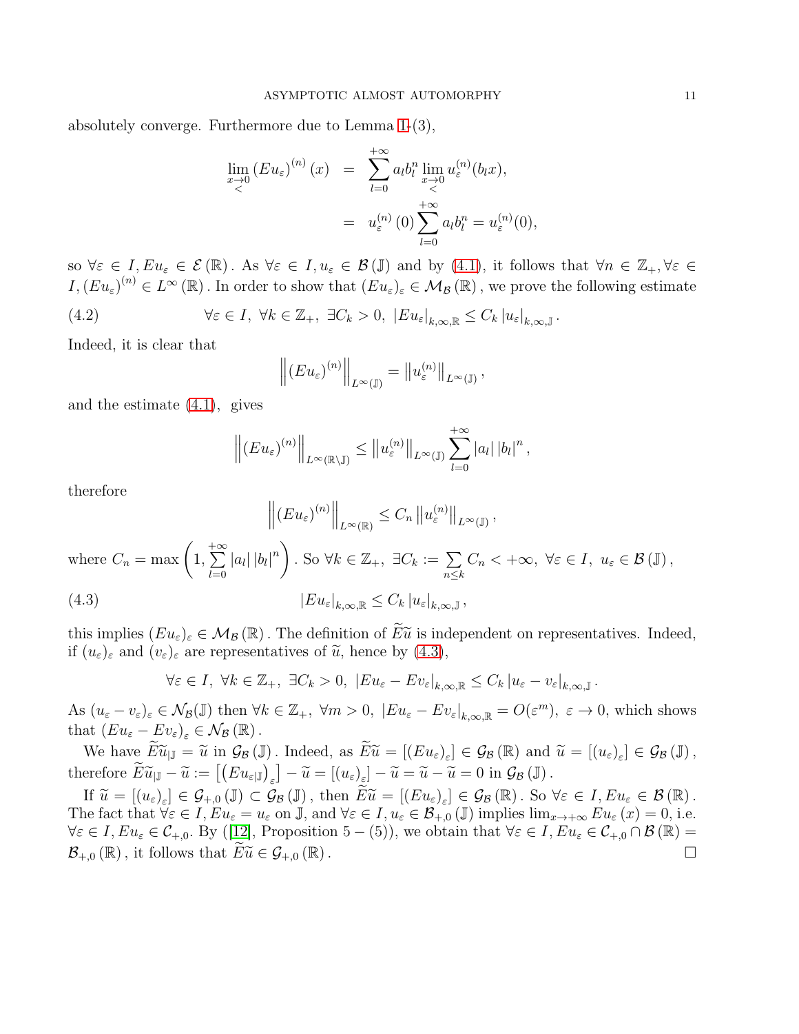absolutely converge. Furthermore due to Lemma 1-(3),

$$\lim_{\substack{x\to 0\\ <}} (Eu_\varepsilon)^{(n)}(x) = \sum_{l=0}^{+\infty} a_l b_l^n \lim_{\substack{x\to 0\\ <}} u_\varepsilon^{(n)}(b_l x),$$
$$= u_\varepsilon^{(n)}(0) \sum_{l=0}^{+\infty} a_l b_l^n = u_\varepsilon^{(n)}(0),$$

so $\forall \varepsilon \in I, Eu_\varepsilon \in \mathcal{E}(\mathbb{R})$. As $\forall \varepsilon \in I, u_\varepsilon \in \mathcal{B}(\mathbb{J})$ and by (4.1), it follows that $\forall n \in \mathbb{Z}_+, \forall \varepsilon \in I, (Eu_\varepsilon)^{(n)} \in L^\infty(\mathbb{R})$. In order to show that $(Eu_\varepsilon)_\varepsilon \in \mathcal{M}_{\mathcal{B}}(\mathbb{R})$, we prove the following estimate

$$\forall \varepsilon \in I,\ \forall k \in \mathbb{Z}_+,\ \exists C_k > 0,\ |Eu_\varepsilon|_{k,\infty,\mathbb{R}} \leq C_k |u_\varepsilon|_{k,\infty,\mathbb{J}}. \tag{4.2}$$

Indeed, it is clear that

$$\left\| (Eu_\varepsilon)^{(n)} \right\|_{L^\infty(\mathbb{J})} = \left\| u_\varepsilon^{(n)} \right\|_{L^\infty(\mathbb{J})},$$

and the estimate (4.1), gives

$$\left\| (Eu_\varepsilon)^{(n)} \right\|_{L^\infty(\mathbb{R}\setminus\mathbb{J})} \leq \left\| u_\varepsilon^{(n)} \right\|_{L^\infty(\mathbb{J})} \sum_{l=0}^{+\infty} |a_l| \, |b_l|^n,$$

therefore

$$\left\| (Eu_\varepsilon)^{(n)} \right\|_{L^\infty(\mathbb{R})} \leq C_n \left\| u_\varepsilon^{(n)} \right\|_{L^\infty(\mathbb{J})},$$

where $C_n = \max\left(1, \sum\limits_{l=0}^{+\infty} |a_l| \, |b_l|^n\right)$. So $\forall k \in \mathbb{Z}_+,\ \exists C_k := \sum\limits_{n\leq k} C_n < +\infty,\ \forall \varepsilon \in I,\ u_\varepsilon \in \mathcal{B}(\mathbb{J})$,

$$|Eu_\varepsilon|_{k,\infty,\mathbb{R}} \leq C_k |u_\varepsilon|_{k,\infty,\mathbb{J}}, \tag{4.3}$$

this implies $(Eu_\varepsilon)_\varepsilon \in \mathcal{M}_{\mathcal{B}}(\mathbb{R})$. The definition of $\widetilde{E}\widetilde{u}$ is independent on representatives. Indeed, if $(u_\varepsilon)_\varepsilon$ and $(v_\varepsilon)_\varepsilon$ are representatives of $\widetilde{u}$, hence by (4.3),

$$\forall \varepsilon \in I,\ \forall k \in \mathbb{Z}_+,\ \exists C_k > 0,\ |Eu_\varepsilon - Ev_\varepsilon|_{k,\infty,\mathbb{R}} \leq C_k |u_\varepsilon - v_\varepsilon|_{k,\infty,\mathbb{J}}.$$

As $(u_\varepsilon - v_\varepsilon)_\varepsilon \in \mathcal{N}_{\mathcal{B}}(\mathbb{J})$ then $\forall k \in \mathbb{Z}_+,\ \forall m > 0,\ |Eu_\varepsilon - Ev_\varepsilon|_{k,\infty,\mathbb{R}} = O(\varepsilon^m),\ \varepsilon \to 0$, which shows that $(Eu_\varepsilon - Ev_\varepsilon)_\varepsilon \in \mathcal{N}_{\mathcal{B}}(\mathbb{R})$.

We have $\widetilde{E}\widetilde{u}_{|\mathbb{J}} = \widetilde{u}$ in $\mathcal{G}_{\mathcal{B}}(\mathbb{J})$. Indeed, as $\widetilde{E}\widetilde{u} = [(Eu_\varepsilon)_\varepsilon] \in \mathcal{G}_{\mathcal{B}}(\mathbb{R})$ and $\widetilde{u} = [(u_\varepsilon)_\varepsilon] \in \mathcal{G}_{\mathcal{B}}(\mathbb{J})$, therefore $\widetilde{E}\widetilde{u}_{|\mathbb{J}} - \widetilde{u} := \left[\left(Eu_{\varepsilon|\mathbb{J}}\right)_\varepsilon\right] - \widetilde{u} = [(u_\varepsilon)_\varepsilon] - \widetilde{u} = \widetilde{u} - \widetilde{u} = 0$ in $\mathcal{G}_{\mathcal{B}}(\mathbb{J})$.

If $\widetilde{u} = [(u_\varepsilon)_\varepsilon] \in \mathcal{G}_{+,0}(\mathbb{J}) \subset \mathcal{G}_{\mathcal{B}}(\mathbb{J})$, then $\widetilde{E}\widetilde{u} = [(Eu_\varepsilon)_\varepsilon] \in \mathcal{G}_{\mathcal{B}}(\mathbb{R})$. So $\forall \varepsilon \in I, Eu_\varepsilon \in \mathcal{B}(\mathbb{R})$. The fact that $\forall \varepsilon \in I, Eu_\varepsilon = u_\varepsilon$ on $\mathbb{J}$, and $\forall \varepsilon \in I, u_\varepsilon \in \mathcal{B}_{+,0}(\mathbb{J})$ implies $\lim_{x\to+\infty} Eu_\varepsilon(x) = 0$, i.e. $\forall \varepsilon \in I, Eu_\varepsilon \in \mathcal{C}_{+,0}$. By ([12], Proposition $5-(5)$), we obtain that $\forall \varepsilon \in I, Eu_\varepsilon \in \mathcal{C}_{+,0} \cap \mathcal{B}(\mathbb{R}) = \mathcal{B}_{+,0}(\mathbb{R})$, it follows that $\widetilde{E}\widetilde{u} \in \mathcal{G}_{+,0}(\mathbb{R})$. □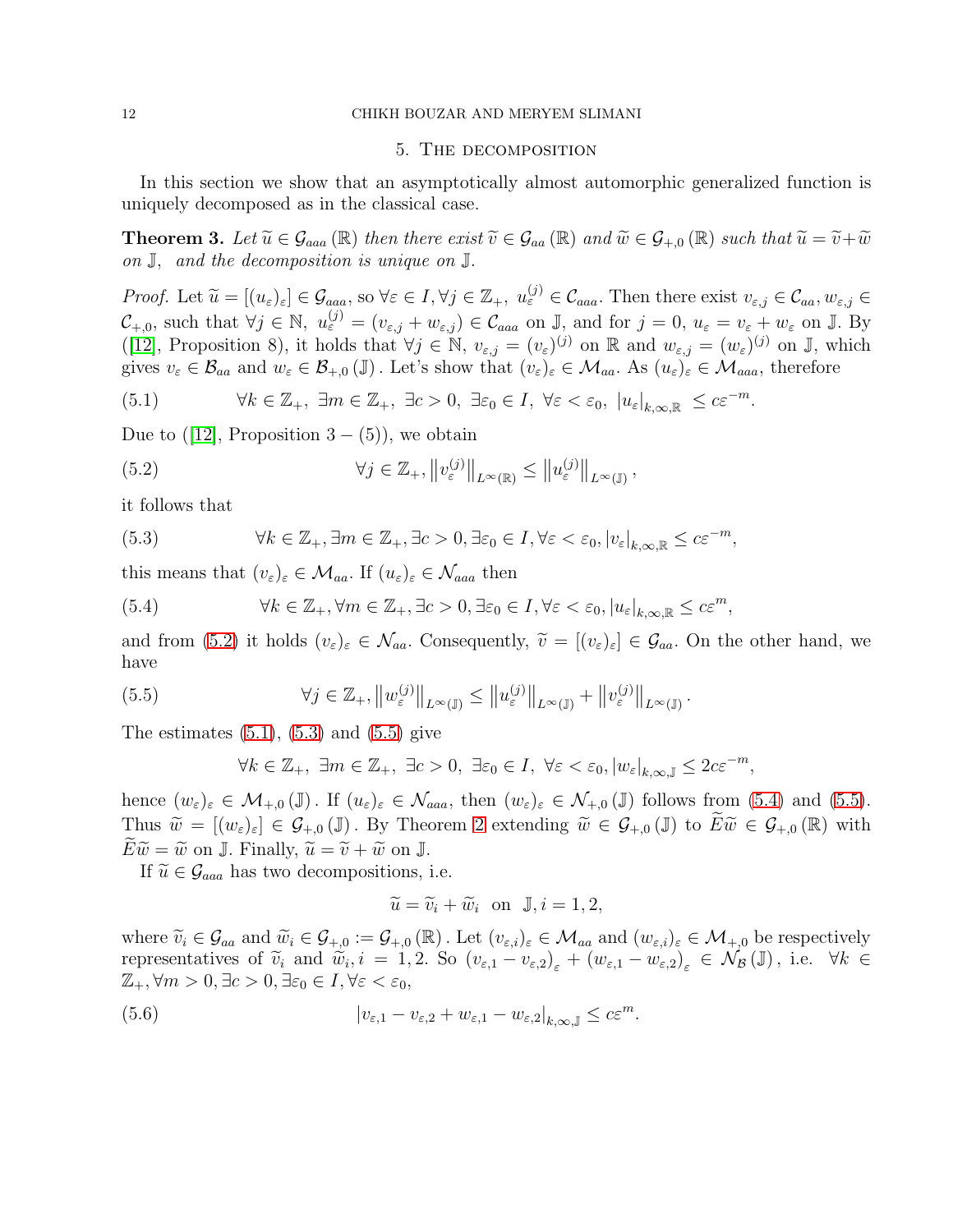## 5. The decomposition

In this section we show that an asymptotically almost automorphic generalized function is uniquely decomposed as in the classical case.

**Theorem 3.** *Let $\widetilde{u} \in \mathcal{G}_{aaa}(\mathbb{R})$ then there exist $\widetilde{v} \in \mathcal{G}_{aa}(\mathbb{R})$ and $\widetilde{w} \in \mathcal{G}_{+,0}(\mathbb{R})$ such that $\widetilde{u} = \widetilde{v} + \widetilde{w}$ on $\mathbb{J}$, and the decomposition is unique on $\mathbb{J}$.*

*Proof.* Let $\widetilde{u} = [(u_\varepsilon)_\varepsilon] \in \mathcal{G}_{aaa}$, so $\forall \varepsilon \in I, \forall j \in \mathbb{Z}_+$, $u_\varepsilon^{(j)} \in \mathcal{C}_{aaa}$. Then there exist $v_{\varepsilon,j} \in \mathcal{C}_{aa}, w_{\varepsilon,j} \in \mathcal{C}_{+,0}$, such that $\forall j \in \mathbb{N}$, $u_\varepsilon^{(j)} = (v_{\varepsilon,j} + w_{\varepsilon,j}) \in \mathcal{C}_{aaa}$ on $\mathbb{J}$, and for $j = 0$, $u_\varepsilon = v_\varepsilon + w_\varepsilon$ on $\mathbb{J}$. By ([12], Proposition 8), it holds that $\forall j \in \mathbb{N}$, $v_{\varepsilon,j} = (v_\varepsilon)^{(j)}$ on $\mathbb{R}$ and $w_{\varepsilon,j} = (w_\varepsilon)^{(j)}$ on $\mathbb{J}$, which gives $v_\varepsilon \in \mathcal{B}_{aa}$ and $w_\varepsilon \in \mathcal{B}_{+,0}(\mathbb{J})$. Let's show that $(v_\varepsilon)_\varepsilon \in \mathcal{M}_{aa}$. As $(u_\varepsilon)_\varepsilon \in \mathcal{M}_{aaa}$, therefore

$$\forall k \in \mathbb{Z}_+,\ \exists m \in \mathbb{Z}_+,\ \exists c > 0,\ \exists \varepsilon_0 \in I,\ \forall \varepsilon < \varepsilon_0,\ |u_\varepsilon|_{k,\infty,\mathbb{R}} \leq c\varepsilon^{-m}. \tag{5.1}$$

Due to ([12], Proposition $3-(5)$), we obtain

$$\forall j \in \mathbb{Z}_+, \left\| v_\varepsilon^{(j)} \right\|_{L^\infty(\mathbb{R})} \leq \left\| u_\varepsilon^{(j)} \right\|_{L^\infty(\mathbb{J})}, \tag{5.2}$$

it follows that

$$\forall k \in \mathbb{Z}_+, \exists m \in \mathbb{Z}_+, \exists c > 0, \exists \varepsilon_0 \in I, \forall \varepsilon < \varepsilon_0, |v_\varepsilon|_{k,\infty,\mathbb{R}} \leq c\varepsilon^{-m}, \tag{5.3}$$

this means that $(v_\varepsilon)_\varepsilon \in \mathcal{M}_{aa}$. If $(u_\varepsilon)_\varepsilon \in \mathcal{N}_{aaa}$ then

$$\forall k \in \mathbb{Z}_+, \forall m \in \mathbb{Z}_+, \exists c > 0, \exists \varepsilon_0 \in I, \forall \varepsilon < \varepsilon_0, |u_\varepsilon|_{k,\infty,\mathbb{R}} \leq c\varepsilon^{m}, \tag{5.4}$$

and from (5.2) it holds $(v_\varepsilon)_\varepsilon \in \mathcal{N}_{aa}$. Consequently, $\widetilde{v} = [(v_\varepsilon)_\varepsilon] \in \mathcal{G}_{aa}$. On the other hand, we have

$$\forall j \in \mathbb{Z}_+, \left\| w_\varepsilon^{(j)} \right\|_{L^\infty(\mathbb{J})} \leq \left\| u_\varepsilon^{(j)} \right\|_{L^\infty(\mathbb{J})} + \left\| v_\varepsilon^{(j)} \right\|_{L^\infty(\mathbb{J})}. \tag{5.5}$$

The estimates (5.1), (5.3) and (5.5) give

$$\forall k \in \mathbb{Z}_+,\ \exists m \in \mathbb{Z}_+,\ \exists c > 0,\ \exists \varepsilon_0 \in I,\ \forall \varepsilon < \varepsilon_0, |w_\varepsilon|_{k,\infty,\mathbb{J}} \leq 2c\varepsilon^{-m},$$

hence $(w_\varepsilon)_\varepsilon \in \mathcal{M}_{+,0}(\mathbb{J})$. If $(u_\varepsilon)_\varepsilon \in \mathcal{N}_{aaa}$, then $(w_\varepsilon)_\varepsilon \in \mathcal{N}_{+,0}(\mathbb{J})$ follows from (5.4) and (5.5). Thus $\widetilde{w} = [(w_\varepsilon)_\varepsilon] \in \mathcal{G}_{+,0}(\mathbb{J})$. By Theorem 2 extending $\widetilde{w} \in \mathcal{G}_{+,0}(\mathbb{J})$ to $\widetilde{E}\widetilde{w} \in \mathcal{G}_{+,0}(\mathbb{R})$ with $\widetilde{E}\widetilde{w} = \widetilde{w}$ on $\mathbb{J}$. Finally, $\widetilde{u} = \widetilde{v} + \widetilde{w}$ on $\mathbb{J}$.

If $\widetilde{u} \in \mathcal{G}_{aaa}$ has two decompositions, i.e.

$$\widetilde{u} = \widetilde{v}_i + \widetilde{w}_i \quad \text{on} \quad \mathbb{J}, i = 1, 2,$$

where $\widetilde{v}_i \in \mathcal{G}_{aa}$ and $\widetilde{w}_i \in \mathcal{G}_{+,0} := \mathcal{G}_{+,0}(\mathbb{R})$. Let $(v_{\varepsilon,i})_\varepsilon \in \mathcal{M}_{aa}$ and $(w_{\varepsilon,i})_\varepsilon \in \mathcal{M}_{+,0}$ be respectively representatives of $\widetilde{v}_i$ and $\widetilde{w}_i$, $i = 1, 2$. So $(v_{\varepsilon,1} - v_{\varepsilon,2})_\varepsilon + (w_{\varepsilon,1} - w_{\varepsilon,2})_\varepsilon \in \mathcal{N}_{\mathcal{B}}(\mathbb{J})$, i.e. $\forall k \in \mathbb{Z}_+, \forall m > 0, \exists c > 0, \exists \varepsilon_0 \in I, \forall \varepsilon < \varepsilon_0$,

$$|v_{\varepsilon,1} - v_{\varepsilon,2} + w_{\varepsilon,1} - w_{\varepsilon,2}|_{k,\infty,\mathbb{J}} \leq c\varepsilon^m. \tag{5.6}$$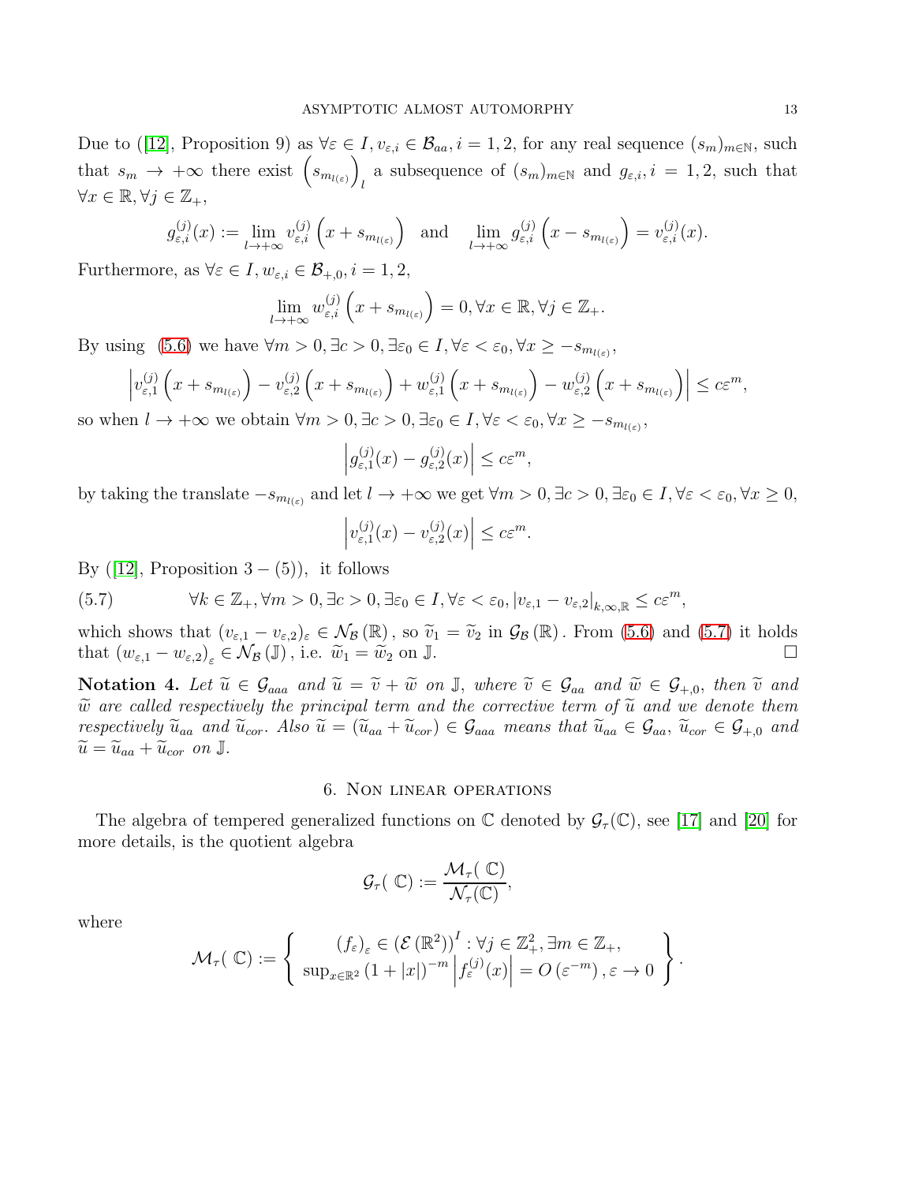Due to ([12], Proposition 9) as $\forall \varepsilon \in I, v_{\varepsilon,i} \in \mathcal{B}_{aa}, i = 1,2$, for any real sequence $(s_m)_{m\in\mathbb{N}}$, such that $s_m \to +\infty$ there exist $\left(s_{m_{l(\varepsilon)}}\right)_l$ a subsequence of $(s_m)_{m\in\mathbb{N}}$ and $g_{\varepsilon,i}, i = 1,2$, such that $\forall x \in \mathbb{R}, \forall j \in \mathbb{Z}_+$,

$$g_{\varepsilon,i}^{(j)}(x) := \lim_{l\to+\infty} v_{\varepsilon,i}^{(j)}\left(x + s_{m_{l(\varepsilon)}}\right) \quad \text{and} \quad \lim_{l\to+\infty} g_{\varepsilon,i}^{(j)}\left(x - s_{m_{l(\varepsilon)}}\right) = v_{\varepsilon,i}^{(j)}(x).$$

Furthermore, as $\forall \varepsilon \in I, w_{\varepsilon,i} \in \mathcal{B}_{+,0}, i = 1,2$,

$$\lim_{l\to+\infty} w_{\varepsilon,i}^{(j)}\left(x + s_{m_{l(\varepsilon)}}\right) = 0, \forall x \in \mathbb{R}, \forall j \in \mathbb{Z}_+.$$

By using (5.6) we have $\forall m > 0, \exists c > 0, \exists \varepsilon_0 \in I, \forall \varepsilon < \varepsilon_0, \forall x \geq -s_{m_{l(\varepsilon)}}$,

$$\left| v_{\varepsilon,1}^{(j)}\left(x + s_{m_{l(\varepsilon)}}\right) - v_{\varepsilon,2}^{(j)}\left(x + s_{m_{l(\varepsilon)}}\right) + w_{\varepsilon,1}^{(j)}\left(x + s_{m_{l(\varepsilon)}}\right) - w_{\varepsilon,2}^{(j)}\left(x + s_{m_{l(\varepsilon)}}\right)\right| \leq c\varepsilon^m,$$

so when $l \to +\infty$ we obtain $\forall m > 0, \exists c > 0, \exists \varepsilon_0 \in I, \forall \varepsilon < \varepsilon_0, \forall x \geq -s_{m_{l(\varepsilon)}}$,

$$\left| g_{\varepsilon,1}^{(j)}(x) - g_{\varepsilon,2}^{(j)}(x)\right| \leq c\varepsilon^m,$$

by taking the translate $-s_{m_{l(\varepsilon)}}$ and let $l \to +\infty$ we get $\forall m > 0, \exists c > 0, \exists \varepsilon_0 \in I, \forall \varepsilon < \varepsilon_0, \forall x \geq 0$,

$$\left| v_{\varepsilon,1}^{(j)}(x) - v_{\varepsilon,2}^{(j)}(x)\right| \leq c\varepsilon^m.$$

By ([12], Proposition $3-(5)$), it follows

$$\forall k \in \mathbb{Z}_+, \forall m > 0, \exists c > 0, \exists \varepsilon_0 \in I, \forall \varepsilon < \varepsilon_0, \left|v_{\varepsilon,1} - v_{\varepsilon,2}\right|_{k,\infty,\mathbb{R}} \leq c\varepsilon^m, \tag{5.7}$$

which shows that $(v_{\varepsilon,1} - v_{\varepsilon,2})_\varepsilon \in \mathcal{N}_{\mathcal{B}}(\mathbb{R})$, so $\widetilde{v}_1 = \widetilde{v}_2$ in $\mathcal{G}_{\mathcal{B}}(\mathbb{R})$. From (5.6) and (5.7) it holds that $(w_{\varepsilon,1} - w_{\varepsilon,2})_\varepsilon \in \mathcal{N}_{\mathcal{B}}(\mathbb{J})$, i.e. $\widetilde{w}_1 = \widetilde{w}_2$ on $\mathbb{J}$. □

**Notation 4.** *Let $\widetilde{u} \in \mathcal{G}_{aaa}$ and $\widetilde{u} = \widetilde{v} + \widetilde{w}$ on $\mathbb{J}$, where $\widetilde{v} \in \mathcal{G}_{aa}$ and $\widetilde{w} \in \mathcal{G}_{+,0}$, then $\widetilde{v}$ and $\widetilde{w}$ are called respectively the principal term and the corrective term of $\widetilde{u}$ and we denote them respectively $\widetilde{u}_{aa}$ and $\widetilde{u}_{cor}$. Also $\widetilde{u} = (\widetilde{u}_{aa} + \widetilde{u}_{cor}) \in \mathcal{G}_{aaa}$ means that $\widetilde{u}_{aa} \in \mathcal{G}_{aa}$, $\widetilde{u}_{cor} \in \mathcal{G}_{+,0}$ and $\widetilde{u} = \widetilde{u}_{aa} + \widetilde{u}_{cor}$ on $\mathbb{J}$.*

## 6. Non linear operations

The algebra of tempered generalized functions on $\mathbb{C}$ denoted by $\mathcal{G}_\tau(\mathbb{C})$, see [17] and [20] for more details, is the quotient algebra

$$\mathcal{G}_\tau(\mathbb{C}) := \frac{\mathcal{M}_\tau(\mathbb{C})}{\mathcal{N}_\tau(\mathbb{C})},$$

where

$$\mathcal{M}_\tau(\mathbb{C}) := \left\{ \begin{array}{c} (f_\varepsilon)_\varepsilon \in \left(\mathcal{E}\left(\mathbb{R}^2\right)\right)^I : \forall j \in \mathbb{Z}_+^2, \exists m \in \mathbb{Z}_+, \\ \sup_{x\in\mathbb{R}^2} (1 + |x|)^{-m} \left|f_\varepsilon^{(j)}(x)\right| = O\left(\varepsilon^{-m}\right), \varepsilon \to 0 \end{array} \right\}.$$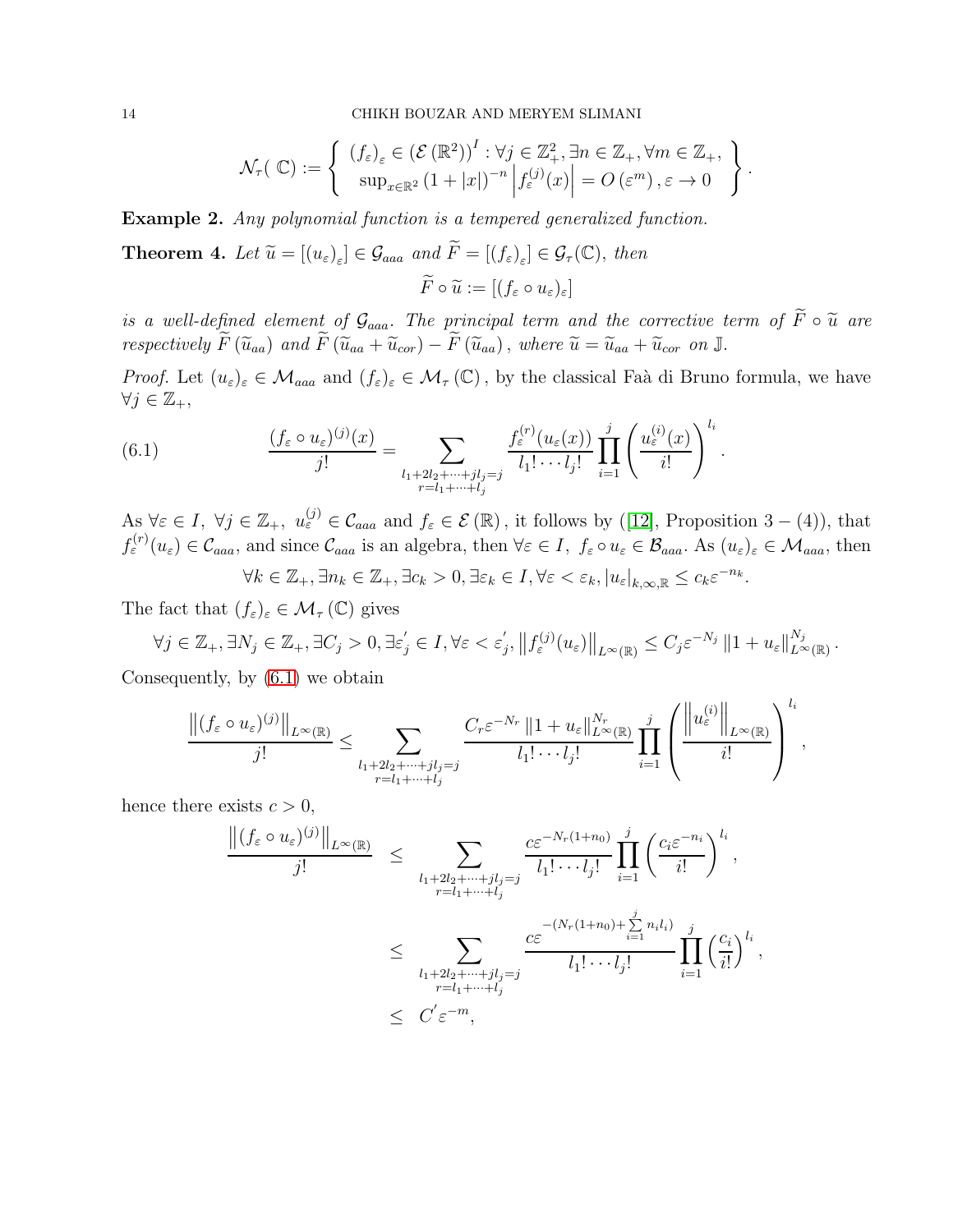$$\mathcal{N}_\tau(\mathbb{C}) := \left\{ \begin{array}{c} (f_\varepsilon)_\varepsilon \in (\mathcal{E}(\mathbb{R}^2))^I : \forall j \in \mathbb{Z}_+^2, \exists n \in \mathbb{Z}_+, \forall m \in \mathbb{Z}_+, \\ \sup_{x\in\mathbb{R}^2} (1+|x|)^{-n} \left| f_\varepsilon^{(j)}(x) \right| = O(\varepsilon^m), \varepsilon \to 0 \end{array} \right\}.$$

**Example 2.** *Any polynomial function is a tempered generalized function.*

**Theorem 4.** *Let $\widetilde{u} = [(u_\varepsilon)_\varepsilon] \in \mathcal{G}_{aaa}$ and $\widetilde{F} = [(f_\varepsilon)_\varepsilon] \in \mathcal{G}_\tau(\mathbb{C})$, then*

$$\widetilde{F} \circ \widetilde{u} := [(f_\varepsilon \circ u_\varepsilon)_\varepsilon]$$

*is a well-defined element of $\mathcal{G}_{aaa}$. The principal term and the corrective term of $\widetilde{F} \circ \widetilde{u}$ are respectively $\widetilde{F}(\widetilde{u}_{aa})$ and $\widetilde{F}(\widetilde{u}_{aa} + \widetilde{u}_{cor}) - \widetilde{F}(\widetilde{u}_{aa})$, where $\widetilde{u} = \widetilde{u}_{aa} + \widetilde{u}_{cor}$ on $\mathbb{J}$.*

*Proof.* Let $(u_\varepsilon)_\varepsilon \in \mathcal{M}_{aaa}$ and $(f_\varepsilon)_\varepsilon \in \mathcal{M}_\tau(\mathbb{C})$, by the classical Faà di Bruno formula, we have $\forall j \in \mathbb{Z}_+$,

$$\frac{(f_\varepsilon \circ u_\varepsilon)^{(j)}(x)}{j!} = \sum_{\substack{l_1+2l_2+\cdots+jl_j=j \\ r=l_1+\cdots+l_j}} \frac{f_\varepsilon^{(r)}(u_\varepsilon(x))}{l_1!\cdots l_j!} \prod_{i=1}^{j} \left( \frac{u_\varepsilon^{(i)}(x)}{i!} \right)^{l_i}. \tag{6.1}$$

As $\forall \varepsilon \in I,\ \forall j \in \mathbb{Z}_+,\ u_\varepsilon^{(j)} \in \mathcal{C}_{aaa}$ and $f_\varepsilon \in \mathcal{E}(\mathbb{R})$, it follows by ([12], Proposition $3-(4)$), that $f_\varepsilon^{(r)}(u_\varepsilon) \in \mathcal{C}_{aaa}$, and since $\mathcal{C}_{aaa}$ is an algebra, then $\forall \varepsilon \in I,\ f_\varepsilon \circ u_\varepsilon \in \mathcal{B}_{aaa}$. As $(u_\varepsilon)_\varepsilon \in \mathcal{M}_{aaa}$, then

$$\forall k \in \mathbb{Z}_+, \exists n_k \in \mathbb{Z}_+, \exists c_k > 0, \exists \varepsilon_k \in I, \forall \varepsilon < \varepsilon_k, |u_\varepsilon|_{k,\infty,\mathbb{R}} \leq c_k \varepsilon^{-n_k}.$$

The fact that $(f_\varepsilon)_\varepsilon \in \mathcal{M}_\tau(\mathbb{C})$ gives

$$\forall j \in \mathbb{Z}_+, \exists N_j \in \mathbb{Z}_+, \exists C_j > 0, \exists \varepsilon_j^{'} \in I, \forall \varepsilon < \varepsilon_j^{'}, \left\| f_\varepsilon^{(j)}(u_\varepsilon) \right\|_{L^\infty(\mathbb{R})} \leq C_j \varepsilon^{-N_j} \left\| 1 + u_\varepsilon \right\|_{L^\infty(\mathbb{R})}^{N_j}.$$

Consequently, by (6.1) we obtain

$$\frac{\left\| (f_\varepsilon \circ u_\varepsilon)^{(j)} \right\|_{L^\infty(\mathbb{R})}}{j!} \leq \sum_{\substack{l_1+2l_2+\cdots+jl_j=j \\ r=l_1+\cdots+l_j}} \frac{C_r \varepsilon^{-N_r} \left\| 1 + u_\varepsilon \right\|_{L^\infty(\mathbb{R})}^{N_r}}{l_1!\cdots l_j!} \prod_{i=1}^{j} \left( \frac{\left\| u_\varepsilon^{(i)} \right\|_{L^\infty(\mathbb{R})}}{i!} \right)^{l_i},$$

hence there exists $c > 0$,

$$\begin{aligned}
\frac{\left\| (f_\varepsilon \circ u_\varepsilon)^{(j)} \right\|_{L^\infty(\mathbb{R})}}{j!} &\leq \sum_{\substack{l_1+2l_2+\cdots+jl_j=j \\ r=l_1+\cdots+l_j}} \frac{c\varepsilon^{-N_r(1+n_0)}}{l_1!\cdots l_j!} \prod_{i=1}^{j} \left( \frac{c_i \varepsilon^{-n_i}}{i!} \right)^{l_i}, \\
&\leq \sum_{\substack{l_1+2l_2+\cdots+jl_j=j \\ r=l_1+\cdots+l_j}} \frac{c\varepsilon^{-(N_r(1+n_0)+\sum_{i=1}^{j} n_i l_i)}}{l_1!\cdots l_j!} \prod_{i=1}^{j} \left( \frac{c_i}{i!} \right)^{l_i}, \\
&\leq C^{'} \varepsilon^{-m},
\end{aligned}$$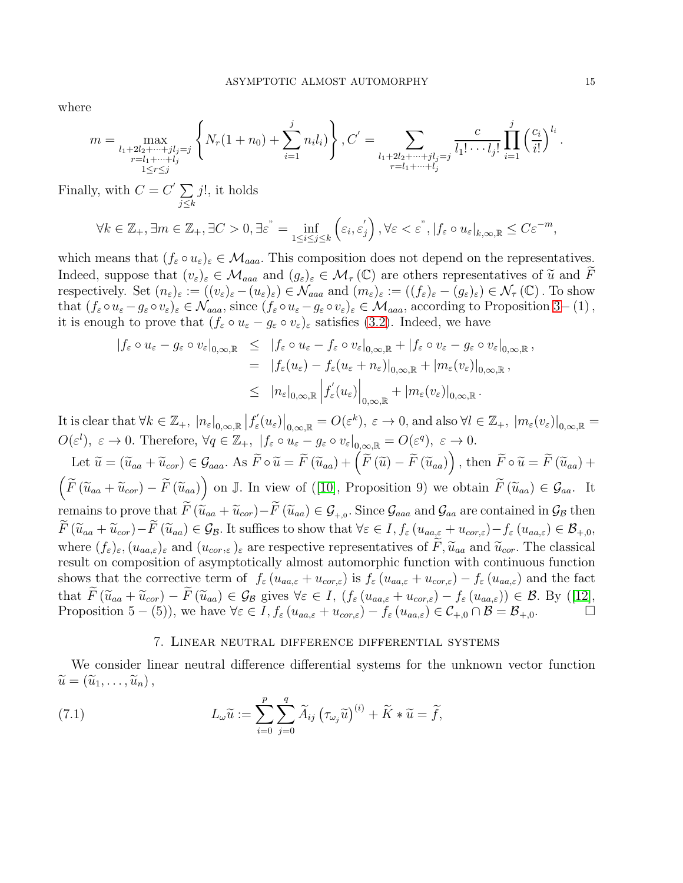where

$$m=\max_{\substack{l_1+2l_2+\cdots+jl_j=j\\ r=l_1+\cdots+l_j\\ 1\leq r\leq j}}\left\{N_r(1+n_0)+\sum_{i=1}^{j}n_il_i\right\},C^{'}=\sum_{\substack{l_1+2l_2+\cdots+jl_j=j\\ r=l_1+\cdots+l_j}}\frac{c}{l_1!\cdots l_j!}\prod_{i=1}^{j}\left(\frac{c_i}{i!}\right)^{l_i}.$$

Finally, with $C=C^{'}\sum_{j\leq k}j!$, it holds

$$\forall k\in\mathbb{Z}_+,\exists m\in\mathbb{Z}_+,\exists C>0,\exists\varepsilon^{"}=\inf_{1\leq i\leq j\leq k}\left(\varepsilon_i,\varepsilon_j^{'}\right),\forall\varepsilon<\varepsilon^{"},\left|f_\varepsilon\circ u_\varepsilon\right|_{k,\infty,\mathbb{R}}\leq C\varepsilon^{-m},$$

which means that $(f_\varepsilon\circ u_\varepsilon)_\varepsilon\in\mathcal{M}_{aaa}$. This composition does not depend on the representatives. Indeed, suppose that $(v_\varepsilon)_\varepsilon\in\mathcal{M}_{aaa}$ and $(g_\varepsilon)_\varepsilon\in\mathcal{M}_\tau(\mathbb{C})$ are others representatives of $\widetilde{u}$ and $\widetilde{F}$ respectively. Set $(n_\varepsilon)_\varepsilon:=((v_\varepsilon)_\varepsilon-(u_\varepsilon)_\varepsilon)\in\mathcal{N}_{aaa}$ and $(m_\varepsilon)_\varepsilon:=((f_\varepsilon)_\varepsilon-(g_\varepsilon)_\varepsilon)\in\mathcal{N}_\tau(\mathbb{C})$. To show that $(f_\varepsilon\circ u_\varepsilon-g_\varepsilon\circ v_\varepsilon)_\varepsilon\in\mathcal{N}_{aaa}$, since $(f_\varepsilon\circ u_\varepsilon-g_\varepsilon\circ v_\varepsilon)_\varepsilon\in\mathcal{M}_{aaa}$, according to Proposition 3– (1), it is enough to prove that $(f_\varepsilon\circ u_\varepsilon-g_\varepsilon\circ v_\varepsilon)_\varepsilon$ satisfies (3.2). Indeed, we have

$$\begin{aligned}\left|f_\varepsilon\circ u_\varepsilon-g_\varepsilon\circ v_\varepsilon\right|_{0,\infty,\mathbb{R}}&\leq\left|f_\varepsilon\circ u_\varepsilon-f_\varepsilon\circ v_\varepsilon\right|_{0,\infty,\mathbb{R}}+\left|f_\varepsilon\circ v_\varepsilon-g_\varepsilon\circ v_\varepsilon\right|_{0,\infty,\mathbb{R}},\\ &=\left|f_\varepsilon(u_\varepsilon)-f_\varepsilon(u_\varepsilon+n_\varepsilon)\right|_{0,\infty,\mathbb{R}}+\left|m_\varepsilon(v_\varepsilon)\right|_{0,\infty,\mathbb{R}},\\ &\leq\left|n_\varepsilon\right|_{0,\infty,\mathbb{R}}\left|f_\varepsilon^{'}(u_\varepsilon)\right|_{0,\infty,\mathbb{R}}+\left|m_\varepsilon(v_\varepsilon)\right|_{0,\infty,\mathbb{R}}.\end{aligned}$$

It is clear that $\forall k\in\mathbb{Z}_+,\ \left|n_\varepsilon\right|_{0,\infty,\mathbb{R}}\left|f_\varepsilon^{'}(u_\varepsilon)\right|_{0,\infty,\mathbb{R}}=O(\varepsilon^k),\ \varepsilon\to0$, and also $\forall l\in\mathbb{Z}_+,\ \left|m_\varepsilon(v_\varepsilon)\right|_{0,\infty,\mathbb{R}}=O(\varepsilon^l),\ \varepsilon\to0$. Therefore, $\forall q\in\mathbb{Z}_+,\ \left|f_\varepsilon\circ u_\varepsilon-g_\varepsilon\circ v_\varepsilon\right|_{0,\infty,\mathbb{R}}=O(\varepsilon^q),\ \varepsilon\to0$.

Let $\widetilde{u}=(\widetilde{u}_{aa}+\widetilde{u}_{cor})\in\mathcal{G}_{aaa}$. As $\widetilde{F}\circ\widetilde{u}=\widetilde{F}(\widetilde{u}_{aa})+\left(\widetilde{F}(\widetilde{u})-\widetilde{F}(\widetilde{u}_{aa})\right)$, then $\widetilde{F}\circ\widetilde{u}=\widetilde{F}(\widetilde{u}_{aa})+\left(\widetilde{F}(\widetilde{u}_{aa}+\widetilde{u}_{cor})-\widetilde{F}(\widetilde{u}_{aa})\right)$ on $\mathbb{J}$. In view of ([10], Proposition 9) we obtain $\widetilde{F}(\widetilde{u}_{aa})\in\mathcal{G}_{aa}$. It remains to prove that $\widetilde{F}(\widetilde{u}_{aa}+\widetilde{u}_{cor})-\widetilde{F}(\widetilde{u}_{aa})\in\mathcal{G}_{+,0}$. Since $\mathcal{G}_{aaa}$ and $\mathcal{G}_{aa}$ are contained in $\mathcal{G}_{\mathcal{B}}$ then $\widetilde{F}(\widetilde{u}_{aa}+\widetilde{u}_{cor})-\widetilde{F}(\widetilde{u}_{aa})\in\mathcal{G}_{\mathcal{B}}$. It suffices to show that $\forall\varepsilon\in I,\ f_\varepsilon(u_{aa,\varepsilon}+u_{cor,\varepsilon})-f_\varepsilon(u_{aa,\varepsilon})\in\mathcal{B}_{+,0}$, where $(f_\varepsilon)_\varepsilon,(u_{aa,\varepsilon})_\varepsilon$ and $(u_{cor,\varepsilon})_\varepsilon$ are respective representatives of $\widetilde{F},\widetilde{u}_{aa}$ and $\widetilde{u}_{cor}$. The classical result on composition of asymptotically almost automorphic function with continuous function shows that the corrective term of $f_\varepsilon(u_{aa,\varepsilon}+u_{cor,\varepsilon})$ is $f_\varepsilon(u_{aa,\varepsilon}+u_{cor,\varepsilon})-f_\varepsilon(u_{aa,\varepsilon})$ and the fact that $\widetilde{F}(\widetilde{u}_{aa}+\widetilde{u}_{cor})-\widetilde{F}(\widetilde{u}_{aa})\in\mathcal{G}_{\mathcal{B}}$ gives $\forall\varepsilon\in I,\ (f_\varepsilon(u_{aa,\varepsilon}+u_{cor,\varepsilon})-f_\varepsilon(u_{aa,\varepsilon}))\in\mathcal{B}$. By ([12], Proposition $5-(5)$), we have $\forall\varepsilon\in I,f_\varepsilon(u_{aa,\varepsilon}+u_{cor,\varepsilon})-f_\varepsilon(u_{aa,\varepsilon})\in\mathcal{C}_{+,0}\cap\mathcal{B}=\mathcal{B}_{+,0}$. □

## 7. Linear neutral difference differential systems

We consider linear neutral difference differential systems for the unknown vector function $\widetilde{u}=(\widetilde{u}_1,\ldots,\widetilde{u}_n)$,

$$L_\omega\widetilde{u}:=\sum_{i=0}^{p}\sum_{j=0}^{q}\widetilde{A}_{ij}\left(\tau_{\omega_j}\widetilde{u}\right)^{(i)}+\widetilde{K}*\widetilde{u}=\widetilde{f},\tag{7.1}$$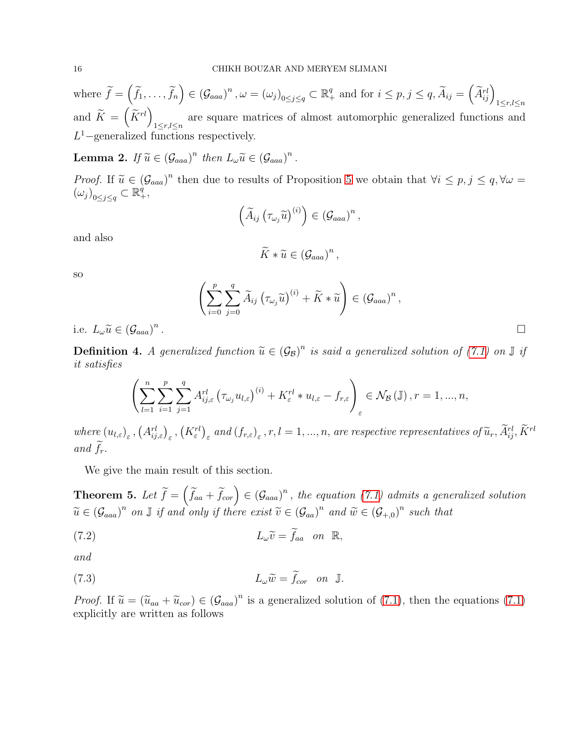where $\widetilde{f} = \left(\widetilde{f}_1, \ldots, \widetilde{f}_n\right) \in (\mathcal{G}_{aaa})^n$, $\omega = (\omega_j)_{0 \leq j \leq q} \subset \mathbb{R}_+^q$ and for $i \leq p, j \leq q$, $\widetilde{A}_{ij} = \left(\widetilde{A}_{ij}^{rl}\right)_{1 \leq r,l \leq n}$ and $\widetilde{K} = \left(\widetilde{K}^{rl}\right)_{1 \leq r,l \leq n}$ are square matrices of almost automorphic generalized functions and $L^1-$generalized functions respectively.

**Lemma 2.** *If $\widetilde{u} \in (\mathcal{G}_{aaa})^n$ then $L_\omega \widetilde{u} \in (\mathcal{G}_{aaa})^n$.*

*Proof.* If $\widetilde{u} \in (\mathcal{G}_{aaa})^n$ then due to results of Proposition 5 we obtain that $\forall i \leq p, j \leq q, \forall \omega = (\omega_j)_{0 \leq j \leq q} \subset \mathbb{R}_+^q$,

$$\left(\widetilde{A}_{ij}\left(\tau_{\omega_j}\widetilde{u}\right)^{(i)}\right) \in (\mathcal{G}_{aaa})^n,$$

and also

$$\widetilde{K} * \widetilde{u} \in (\mathcal{G}_{aaa})^n,$$

so

$$\left(\sum_{i=0}^{p}\sum_{j=0}^{q}\widetilde{A}_{ij}\left(\tau_{\omega_j}\widetilde{u}\right)^{(i)} + \widetilde{K} * \widetilde{u}\right) \in (\mathcal{G}_{aaa})^n,$$

i.e. $L_\omega \widetilde{u} \in (\mathcal{G}_{aaa})^n$. $\square$

**Definition 4.** *A generalized function $\widetilde{u} \in (\mathcal{G}_{\mathcal{B}})^n$ is said a generalized solution of (7.1) on $\mathbb{J}$ if it satisfies*

$$\left(\sum_{l=1}^{n}\sum_{i=1}^{p}\sum_{j=1}^{q}A_{ij,\varepsilon}^{rl}\left(\tau_{\omega_j}u_{l,\varepsilon}\right)^{(i)} + K_\varepsilon^{rl} * u_{l,\varepsilon} - f_{r,\varepsilon}\right)_\varepsilon \in \mathcal{N}_{\mathcal{B}}(\mathbb{J}), r = 1, ..., n,$$

*where $(u_{l,\varepsilon})_\varepsilon$, $\left(A_{ij,\varepsilon}^{rl}\right)_\varepsilon$, $\left(K_\varepsilon^{rl}\right)_\varepsilon$ and $(f_{r,\varepsilon})_\varepsilon$, $r, l = 1, ..., n$, are respective representatives of $\widetilde{u}_r$, $\widetilde{A}_{ij}^{rl}$, $\widetilde{K}^{rl}$ and $\widetilde{f}_r$.*

We give the main result of this section.

**Theorem 5.** *Let $\widetilde{f} = \left(\widetilde{f}_{aa} + \widetilde{f}_{cor}\right) \in (\mathcal{G}_{aaa})^n$, the equation (7.1) admits a generalized solution $\widetilde{u} \in (\mathcal{G}_{aaa})^n$ on $\mathbb{J}$ if and only if there exist $\widetilde{v} \in (\mathcal{G}_{aa})^n$ and $\widetilde{w} \in (\mathcal{G}_{+,0})^n$ such that*

$$L_\omega \widetilde{v} = \widetilde{f}_{aa} \quad on \quad \mathbb{R}, \tag{7.2}$$

*and*

$$L_\omega \widetilde{w} = \widetilde{f}_{cor} \quad on \quad \mathbb{J}. \tag{7.3}$$

*Proof.* If $\widetilde{u} = (\widetilde{u}_{aa} + \widetilde{u}_{cor}) \in (\mathcal{G}_{aaa})^n$ is a generalized solution of (7.1), then the equations (7.1) explicitly are written as follows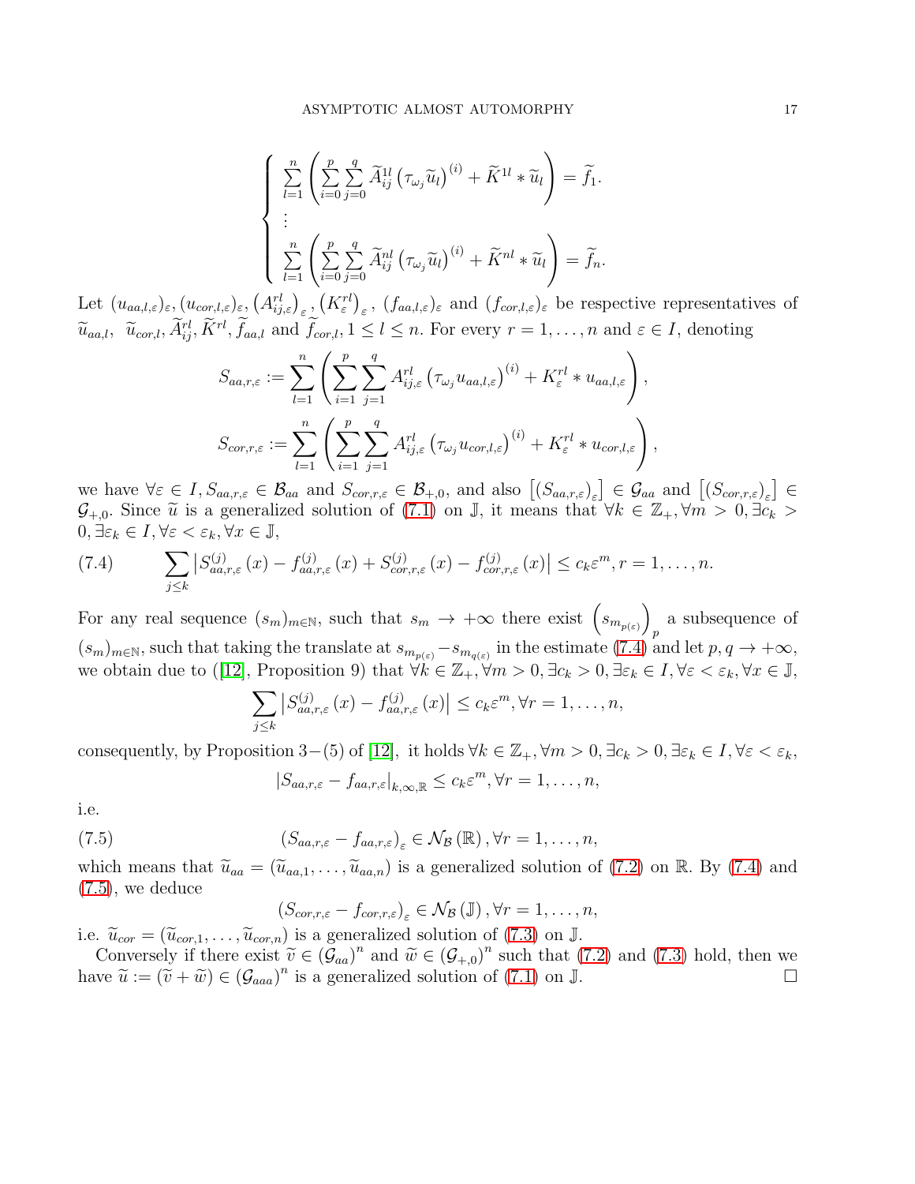$$
\left\{
\begin{array}{l}
\sum\limits_{l=1}^{n}\left(\sum\limits_{i=0}^{p}\sum\limits_{j=0}^{q}\widetilde{A}_{ij}^{1l}\left(\tau_{\omega_j}\widetilde{u}_l\right)^{(i)}+\widetilde{K}^{1l}*\widetilde{u}_l\right)=\widetilde{f}_1.\\
\vdots\\
\sum\limits_{l=1}^{n}\left(\sum\limits_{i=0}^{p}\sum\limits_{j=0}^{q}\widetilde{A}_{ij}^{nl}\left(\tau_{\omega_j}\widetilde{u}_l\right)^{(i)}+\widetilde{K}^{nl}*\widetilde{u}_l\right)=\widetilde{f}_n.
\end{array}
\right.
$$

Let $(u_{aa,l,\varepsilon})_\varepsilon, (u_{cor,l,\varepsilon})_\varepsilon, \left(A_{ij,\varepsilon}^{rl}\right)_\varepsilon, \left(K_\varepsilon^{rl}\right)_\varepsilon, (f_{aa,l,\varepsilon})_\varepsilon$ and $(f_{cor,l,\varepsilon})_\varepsilon$ be respective representatives of $\widetilde{u}_{aa,l}, \ \widetilde{u}_{cor,l}, \widetilde{A}_{ij}^{rl}, \widetilde{K}^{rl}, \widetilde{f}_{aa,l}$ and $\widetilde{f}_{cor,l}, 1\leq l\leq n$. For every $r=1,\ldots,n$ and $\varepsilon\in I$, denoting

$$
S_{aa,r,\varepsilon}:=\sum_{l=1}^{n}\left(\sum_{i=1}^{p}\sum_{j=1}^{q}A_{ij,\varepsilon}^{rl}\left(\tau_{\omega_j}u_{aa,l,\varepsilon}\right)^{(i)}+K_\varepsilon^{rl}*u_{aa,l,\varepsilon}\right),
$$

$$
S_{cor,r,\varepsilon}:=\sum_{l=1}^{n}\left(\sum_{i=1}^{p}\sum_{j=1}^{q}A_{ij,\varepsilon}^{rl}\left(\tau_{\omega_j}u_{cor,l,\varepsilon}\right)^{(i)}+K_\varepsilon^{rl}*u_{cor,l,\varepsilon}\right),
$$

we have $\forall\varepsilon\in I, S_{aa,r,\varepsilon}\in\mathcal{B}_{aa}$ and $S_{cor,r,\varepsilon}\in\mathcal{B}_{+,0}$, and also $\left[(S_{aa,r,\varepsilon})_\varepsilon\right]\in\mathcal{G}_{aa}$ and $\left[(S_{cor,r,\varepsilon})_\varepsilon\right]\in\mathcal{G}_{+,0}$. Since $\widetilde{u}$ is a generalized solution of (7.1) on $\mathbb{J}$, it means that $\forall k\in\mathbb{Z}_+, \forall m>0, \exists c_k>0, \exists\varepsilon_k\in I, \forall\varepsilon<\varepsilon_k, \forall x\in\mathbb{J}$,

$$
\sum_{j\leq k}\left|S_{aa,r,\varepsilon}^{(j)}(x)-f_{aa,r,\varepsilon}^{(j)}(x)+S_{cor,r,\varepsilon}^{(j)}(x)-f_{cor,r,\varepsilon}^{(j)}(x)\right|\leq c_k\varepsilon^m, r=1,\ldots,n. \tag{7.4}
$$

For any real sequence $(s_m)_{m\in\mathbb{N}}$, such that $s_m\to+\infty$ there exist $\left(s_{m_{p(\varepsilon)}}\right)_p$ a subsequence of $(s_m)_{m\in\mathbb{N}}$, such that taking the translate at $s_{m_{p(\varepsilon)}}-s_{m_{q(\varepsilon)}}$ in the estimate (7.4) and let $p,q\to+\infty$, we obtain due to ([12], Proposition 9) that $\forall k\in\mathbb{Z}_+, \forall m>0, \exists c_k>0, \exists\varepsilon_k\in I, \forall\varepsilon<\varepsilon_k, \forall x\in\mathbb{J}$,

$$
\sum_{j\leq k}\left|S_{aa,r,\varepsilon}^{(j)}(x)-f_{aa,r,\varepsilon}^{(j)}(x)\right|\leq c_k\varepsilon^m, \forall r=1,\ldots,n,
$$

consequently, by Proposition 3−(5) of [12], it holds $\forall k\in\mathbb{Z}_+, \forall m>0, \exists c_k>0, \exists\varepsilon_k\in I, \forall\varepsilon<\varepsilon_k$,

$$
\left|S_{aa,r,\varepsilon}-f_{aa,r,\varepsilon}\right|_{k,\infty,\mathbb{R}}\leq c_k\varepsilon^m, \forall r=1,\ldots,n,
$$

i.e.

$$
\left(S_{aa,r,\varepsilon}-f_{aa,r,\varepsilon}\right)_\varepsilon\in\mathcal{N}_{\mathcal{B}}(\mathbb{R}), \forall r=1,\ldots,n, \tag{7.5}
$$

which means that $\widetilde{u}_{aa}=(\widetilde{u}_{aa,1},\ldots,\widetilde{u}_{aa,n})$ is a generalized solution of (7.2) on $\mathbb{R}$. By (7.4) and (7.5), we deduce

$$
\left(S_{cor,r,\varepsilon}-f_{cor,r,\varepsilon}\right)_\varepsilon\in\mathcal{N}_{\mathcal{B}}(\mathbb{J}), \forall r=1,\ldots,n,
$$

i.e. $\widetilde{u}_{cor}=(\widetilde{u}_{cor,1},\ldots,\widetilde{u}_{cor,n})$ is a generalized solution of (7.3) on $\mathbb{J}$.

Conversely if there exist $\widetilde{v}\in(\mathcal{G}_{aa})^n$ and $\widetilde{w}\in(\mathcal{G}_{+,0})^n$ such that (7.2) and (7.3) hold, then we have $\widetilde{u}:=(\widetilde{v}+\widetilde{w})\in(\mathcal{G}_{aaa})^n$ is a generalized solution of (7.1) on $\mathbb{J}$. □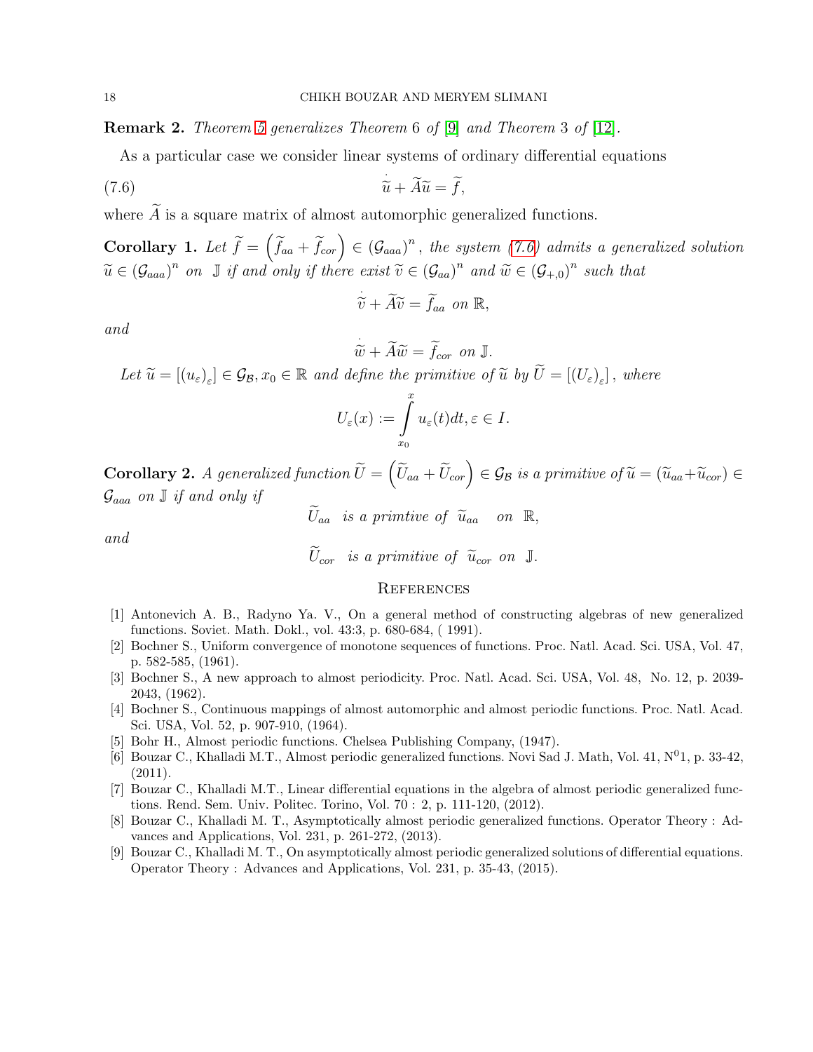**Remark 2.** *Theorem 5 generalizes Theorem 6 of [9] and Theorem 3 of [12].*

As a particular case we consider linear systems of ordinary differential equations

$$\dot{\widetilde{u}} + \widetilde{A}\widetilde{u} = \widetilde{f}, \tag{7.6}$$

where $\widetilde{A}$ is a square matrix of almost automorphic generalized functions.

**Corollary 1.** *Let $\widetilde{f} = \left(\widetilde{f}_{aa} + \widetilde{f}_{cor}\right) \in \left(\mathcal{G}_{aaa}\right)^n$, the system (7.6) admits a generalized solution $\widetilde{u} \in \left(\mathcal{G}_{aaa}\right)^n$ on $\mathbb{J}$ if and only if there exist $\widetilde{v} \in \left(\mathcal{G}_{aa}\right)^n$ and $\widetilde{w} \in \left(\mathcal{G}_{+,0}\right)^n$ such that*

$$\dot{\widetilde{v}} + \widetilde{A}\widetilde{v} = \widetilde{f}_{aa} \text{ on } \mathbb{R},$$

*and*

$$\dot{\widetilde{w}} + \widetilde{A}\widetilde{w} = \widetilde{f}_{cor} \text{ on } \mathbb{J}.$$

*Let $\widetilde{u} = \left[\left(u_\varepsilon\right)_\varepsilon\right] \in \mathcal{G}_{\mathcal{B}}, x_0 \in \mathbb{R}$ and define the primitive of $\widetilde{u}$ by $\widetilde{U} = \left[\left(U_\varepsilon\right)_\varepsilon\right]$, where*

$$U_\varepsilon(x) := \int_{x_0}^{x} u_\varepsilon(t)dt, \varepsilon \in I.$$

**Corollary 2.** *A generalized function $\widetilde{U} = \left(\widetilde{U}_{aa} + \widetilde{U}_{cor}\right) \in \mathcal{G}_{\mathcal{B}}$ is a primitive of $\widetilde{u} = \left(\widetilde{u}_{aa} + \widetilde{u}_{cor}\right) \in \mathcal{G}_{aaa}$ on $\mathbb{J}$ if and only if*

$$\widetilde{U}_{aa} \text{ is a primtive of } \widetilde{u}_{aa} \text{ on } \mathbb{R},$$

*and*

$$\widetilde{U}_{cor} \text{ is a primitive of } \widetilde{u}_{cor} \text{ on } \mathbb{J}.$$

## References

[1] Antonevich A. B., Radyno Ya. V., On a general method of constructing algebras of new generalized functions. Soviet. Math. Dokl., vol. 43:3, p. 680-684, ( 1991).

[2] Bochner S., Uniform convergence of monotone sequences of functions. Proc. Natl. Acad. Sci. USA, Vol. 47, p. 582-585, (1961).

[3] Bochner S., A new approach to almost periodicity. Proc. Natl. Acad. Sci. USA, Vol. 48, No. 12, p. 2039-2043, (1962).

[4] Bochner S., Continuous mappings of almost automorphic and almost periodic functions. Proc. Natl. Acad. Sci. USA, Vol. 52, p. 907-910, (1964).

[5] Bohr H., Almost periodic functions. Chelsea Publishing Company, (1947).

[6] Bouzar C., Khalladi M.T., Almost periodic generalized functions. Novi Sad J. Math, Vol. 41, N$^0$1, p. 33-42, (2011).

[7] Bouzar C., Khalladi M.T., Linear differential equations in the algebra of almost periodic generalized functions. Rend. Sem. Univ. Politec. Torino, Vol. 70 : 2, p. 111-120, (2012).

[8] Bouzar C., Khalladi M. T., Asymptotically almost periodic generalized functions. Operator Theory : Advances and Applications, Vol. 231, p. 261-272, (2013).

[9] Bouzar C., Khalladi M. T., On asymptotically almost periodic generalized solutions of differential equations. Operator Theory : Advances and Applications, Vol. 231, p. 35-43, (2015).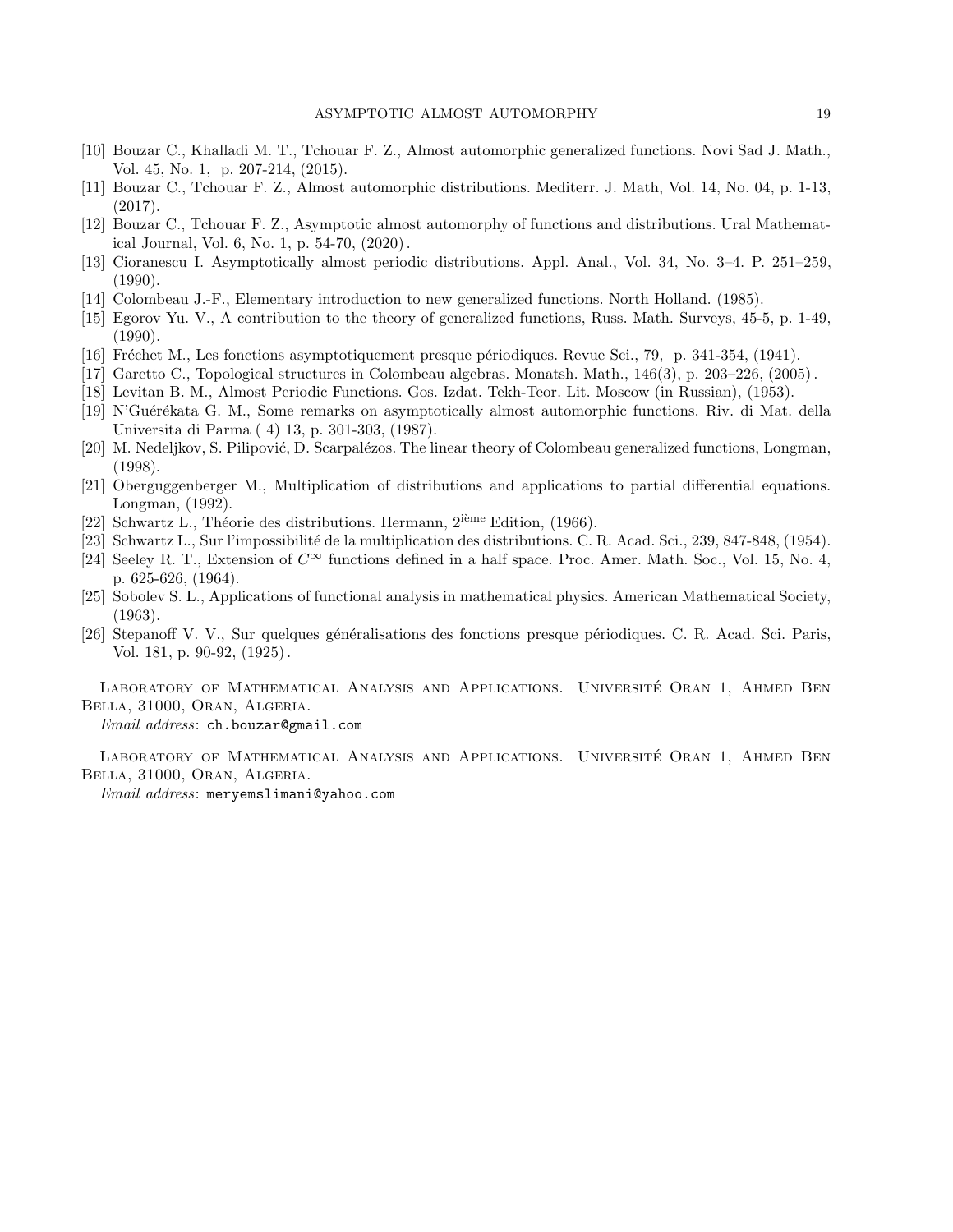[10] Bouzar C., Khalladi M. T., Tchouar F. Z., Almost automorphic generalized functions. Novi Sad J. Math., Vol. 45, No. 1, p. 207-214, (2015).

[11] Bouzar C., Tchouar F. Z., Almost automorphic distributions. Mediterr. J. Math, Vol. 14, No. 04, p. 1-13, (2017).

[12] Bouzar C., Tchouar F. Z., Asymptotic almost automorphy of functions and distributions. Ural Mathematical Journal, Vol. 6, No. 1, p. 54-70, (2020).

[13] Cioranescu I. Asymptotically almost periodic distributions. Appl. Anal., Vol. 34, No. 3–4. P. 251–259, (1990).

[14] Colombeau J.-F., Elementary introduction to new generalized functions. North Holland. (1985).

[15] Egorov Yu. V., A contribution to the theory of generalized functions, Russ. Math. Surveys, 45-5, p. 1-49, (1990).

[16] Fréchet M., Les fonctions asymptotiquement presque périodiques. Revue Sci., 79, p. 341-354, (1941).

[17] Garetto C., Topological structures in Colombeau algebras. Monatsh. Math., 146(3), p. 203–226, (2005).

[18] Levitan B. M., Almost Periodic Functions. Gos. Izdat. Tekh-Teor. Lit. Moscow (in Russian), (1953).

[19] N'Guérékata G. M., Some remarks on asymptotically almost automorphic functions. Riv. di Mat. della Universita di Parma ( 4) 13, p. 301-303, (1987).

[20] M. Nedeljkov, S. Pilipović, D. Scarpalézos. The linear theory of Colombeau generalized functions, Longman, (1998).

[21] Oberguggenberger M., Multiplication of distributions and applications to partial differential equations. Longman, (1992).

[22] Schwartz L., Théorie des distributions. Hermann, 2[ième] Edition, (1966).

[23] Schwartz L., Sur l'impossibilité de la multiplication des distributions. C. R. Acad. Sci., 239, 847-848, (1954).

[24] Seeley R. T., Extension of $C^\infty$ functions defined in a half space. Proc. Amer. Math. Soc., Vol. 15, No. 4, p. 625-626, (1964).

[25] Sobolev S. L., Applications of functional analysis in mathematical physics. American Mathematical Society, (1963).

[26] Stepanoff V. V., Sur quelques généralisations des fonctions presque périodiques. C. R. Acad. Sci. Paris, Vol. 181, p. 90-92, (1925).

Laboratory of Mathematical Analysis and Applications. Université Oran 1, Ahmed Ben Bella, 31000, Oran, Algeria.

*Email address*: ch.bouzar@gmail.com

Laboratory of Mathematical Analysis and Applications. Université Oran 1, Ahmed Ben Bella, 31000, Oran, Algeria.

*Email address*: meryemslimani@yahoo.com